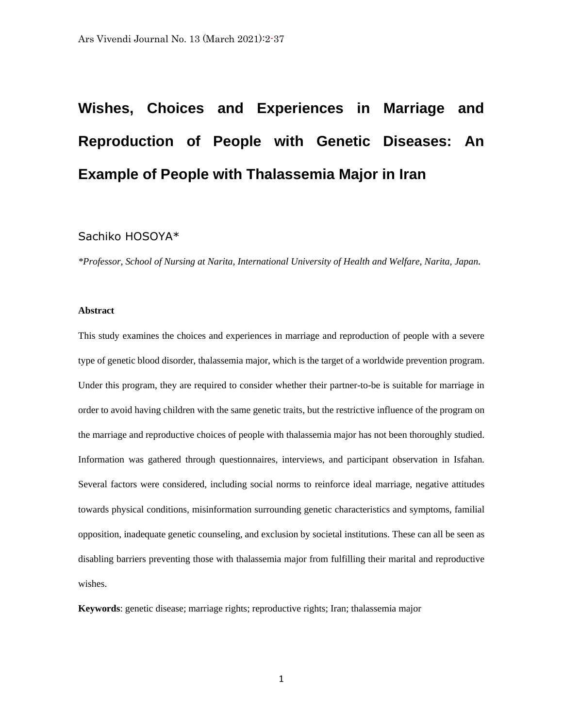# Wishes, Choices and Experiences in Marriage and Reproduction of People with Genetic Diseases: An Example of People with Thalassemia Major in Iran

Sachiko HOSOYA*

*\*Professor, School of Nursing at Narita, International University of Health and Welfare, Narita, Japan.*

**Abstract**

This study examines the choices and experiences in marriage and reproduction of people with a severe type of genetic blood disorder, thalassemia major, which is the target of a worldwide prevention program. Under this program, they are required to consider whether their partner-to-be is suitable for marriage in order to avoid having children with the same genetic traits, but the restrictive influence of the program on the marriage and reproductive choices of people with thalassemia major has not been thoroughly studied. Information was gathered through questionnaires, interviews, and participant observation in Isfahan. Several factors were considered, including social norms to reinforce ideal marriage, negative attitudes towards physical conditions, misinformation surrounding genetic characteristics and symptoms, familial opposition, inadequate genetic counseling, and exclusion by societal institutions. These can all be seen as disabling barriers preventing those with thalassemia major from fulfilling their marital and reproductive wishes.

**Keywords**: genetic disease; marriage rights; reproductive rights; Iran; thalassemia major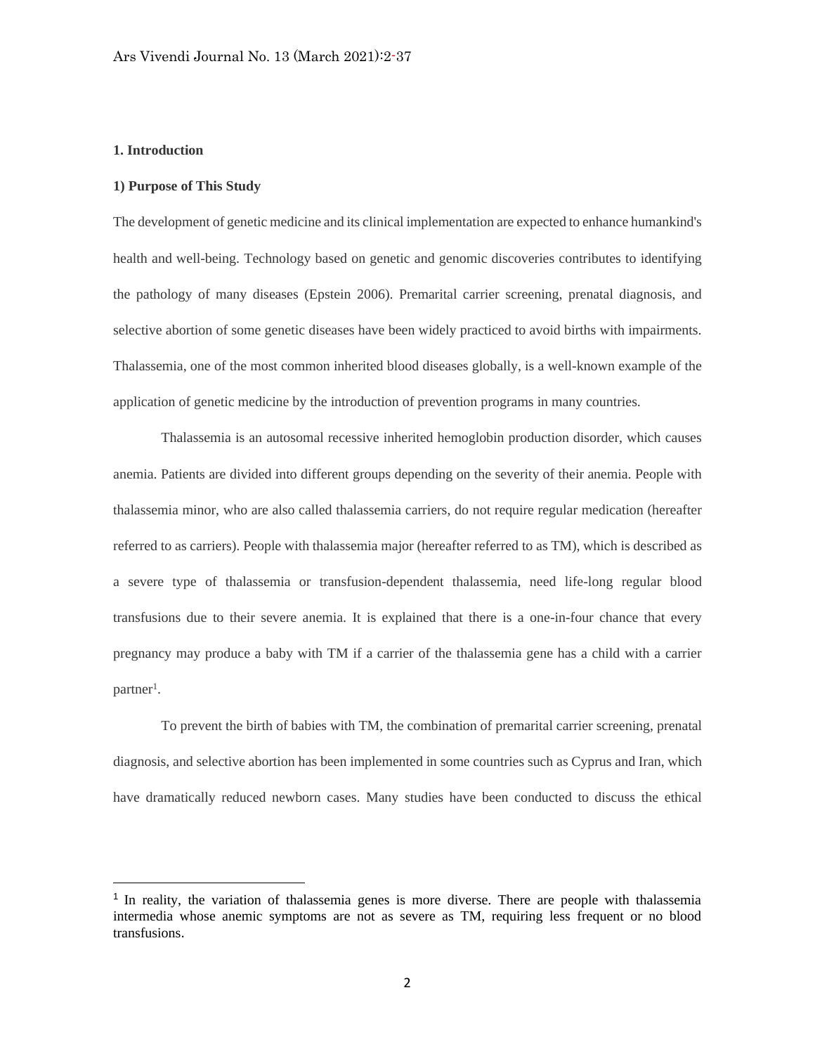## 1. Introduction

### 1) Purpose of This Study

The development of genetic medicine and its clinical implementation are expected to enhance humankind's health and well-being. Technology based on genetic and genomic discoveries contributes to identifying the pathology of many diseases (Epstein 2006). Premarital carrier screening, prenatal diagnosis, and selective abortion of some genetic diseases have been widely practiced to avoid births with impairments. Thalassemia, one of the most common inherited blood diseases globally, is a well-known example of the application of genetic medicine by the introduction of prevention programs in many countries.

Thalassemia is an autosomal recessive inherited hemoglobin production disorder, which causes anemia. Patients are divided into different groups depending on the severity of their anemia. People with thalassemia minor, who are also called thalassemia carriers, do not require regular medication (hereafter referred to as carriers). People with thalassemia major (hereafter referred to as TM), which is described as a severe type of thalassemia or transfusion-dependent thalassemia, need life-long regular blood transfusions due to their severe anemia. It is explained that there is a one-in-four chance that every pregnancy may produce a baby with TM if a carrier of the thalassemia gene has a child with a carrier partner[1].

To prevent the birth of babies with TM, the combination of premarital carrier screening, prenatal diagnosis, and selective abortion has been implemented in some countries such as Cyprus and Iran, which have dramatically reduced newborn cases. Many studies have been conducted to discuss the ethical

---

[1] In reality, the variation of thalassemia genes is more diverse. There are people with thalassemia intermedia whose anemic symptoms are not as severe as TM, requiring less frequent or no blood transfusions.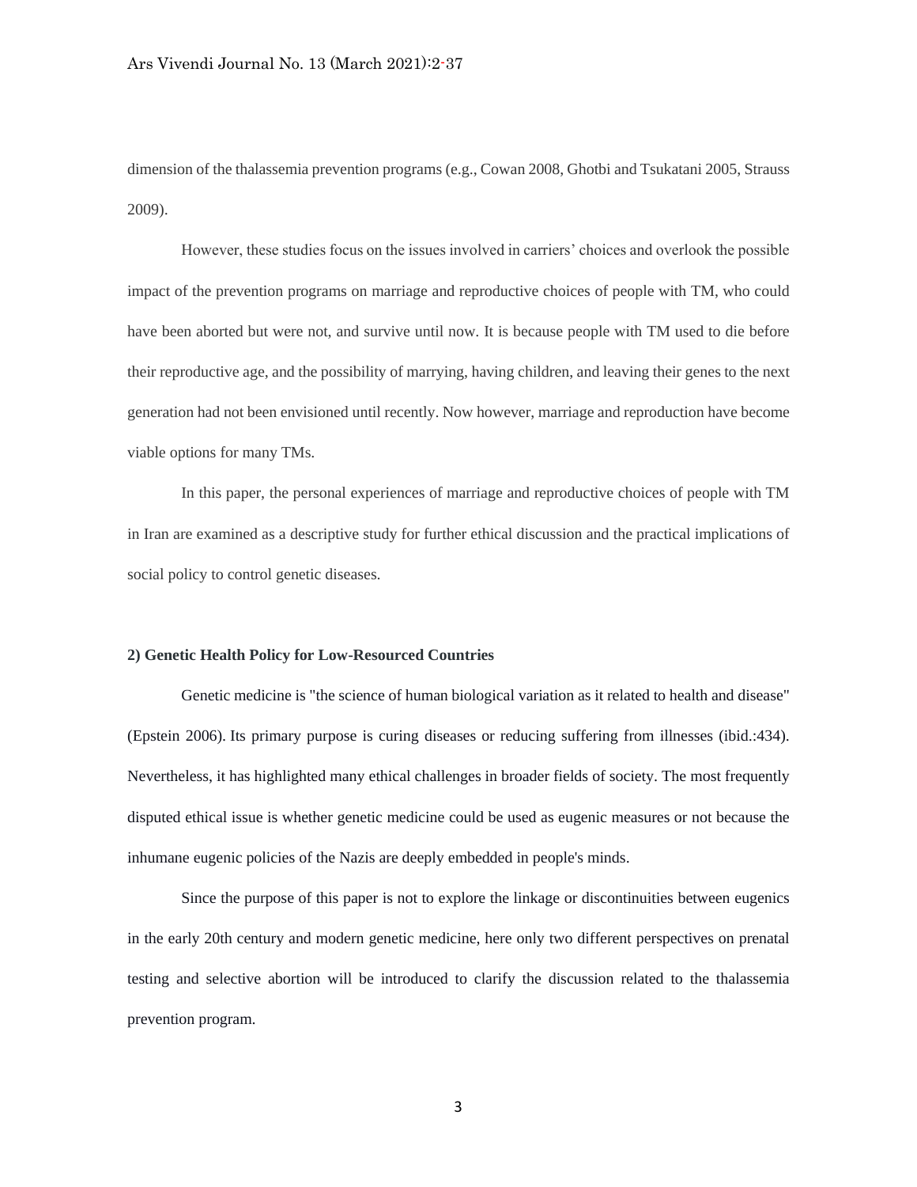dimension of the thalassemia prevention programs (e.g., Cowan 2008, Ghotbi and Tsukatani 2005, Strauss 2009).

However, these studies focus on the issues involved in carriers' choices and overlook the possible impact of the prevention programs on marriage and reproductive choices of people with TM, who could have been aborted but were not, and survive until now. It is because people with TM used to die before their reproductive age, and the possibility of marrying, having children, and leaving their genes to the next generation had not been envisioned until recently. Now however, marriage and reproduction have become viable options for many TMs.

In this paper, the personal experiences of marriage and reproductive choices of people with TM in Iran are examined as a descriptive study for further ethical discussion and the practical implications of social policy to control genetic diseases.

## 2) Genetic Health Policy for Low-Resourced Countries

Genetic medicine is "the science of human biological variation as it related to health and disease" (Epstein 2006). Its primary purpose is curing diseases or reducing suffering from illnesses (ibid.:434). Nevertheless, it has highlighted many ethical challenges in broader fields of society. The most frequently disputed ethical issue is whether genetic medicine could be used as eugenic measures or not because the inhumane eugenic policies of the Nazis are deeply embedded in people's minds.

Since the purpose of this paper is not to explore the linkage or discontinuities between eugenics in the early 20th century and modern genetic medicine, here only two different perspectives on prenatal testing and selective abortion will be introduced to clarify the discussion related to the thalassemia prevention program.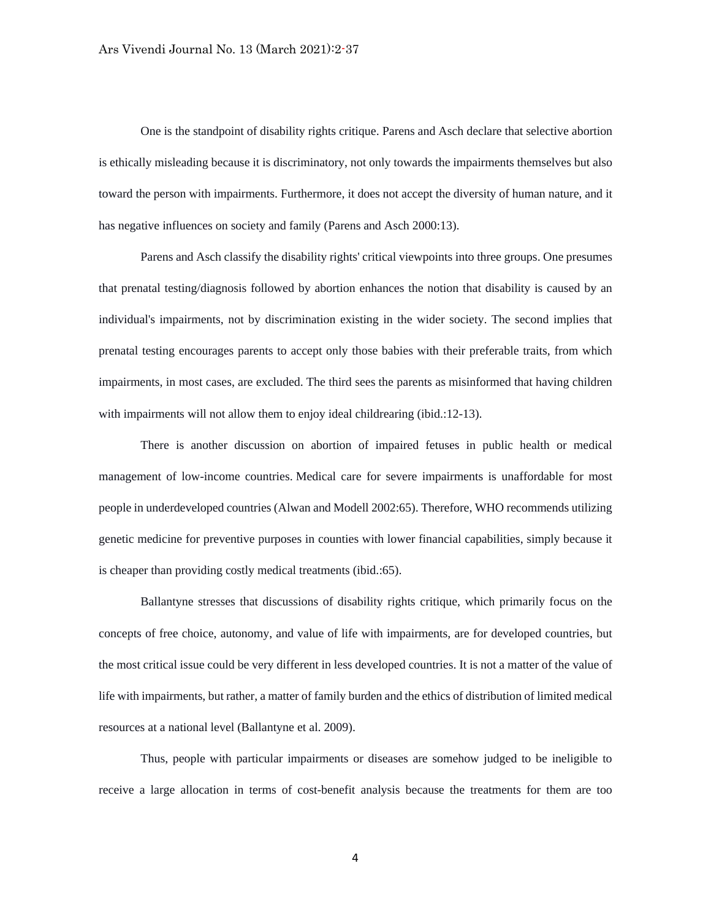One is the standpoint of disability rights critique. Parens and Asch declare that selective abortion is ethically misleading because it is discriminatory, not only towards the impairments themselves but also toward the person with impairments. Furthermore, it does not accept the diversity of human nature, and it has negative influences on society and family (Parens and Asch 2000:13).

Parens and Asch classify the disability rights' critical viewpoints into three groups. One presumes that prenatal testing/diagnosis followed by abortion enhances the notion that disability is caused by an individual's impairments, not by discrimination existing in the wider society. The second implies that prenatal testing encourages parents to accept only those babies with their preferable traits, from which impairments, in most cases, are excluded. The third sees the parents as misinformed that having children with impairments will not allow them to enjoy ideal childrearing (ibid.:12-13).

There is another discussion on abortion of impaired fetuses in public health or medical management of low-income countries. Medical care for severe impairments is unaffordable for most people in underdeveloped countries (Alwan and Modell 2002:65). Therefore, WHO recommends utilizing genetic medicine for preventive purposes in counties with lower financial capabilities, simply because it is cheaper than providing costly medical treatments (ibid.:65).

Ballantyne stresses that discussions of disability rights critique, which primarily focus on the concepts of free choice, autonomy, and value of life with impairments, are for developed countries, but the most critical issue could be very different in less developed countries. It is not a matter of the value of life with impairments, but rather, a matter of family burden and the ethics of distribution of limited medical resources at a national level (Ballantyne et al. 2009).

Thus, people with particular impairments or diseases are somehow judged to be ineligible to receive a large allocation in terms of cost-benefit analysis because the treatments for them are too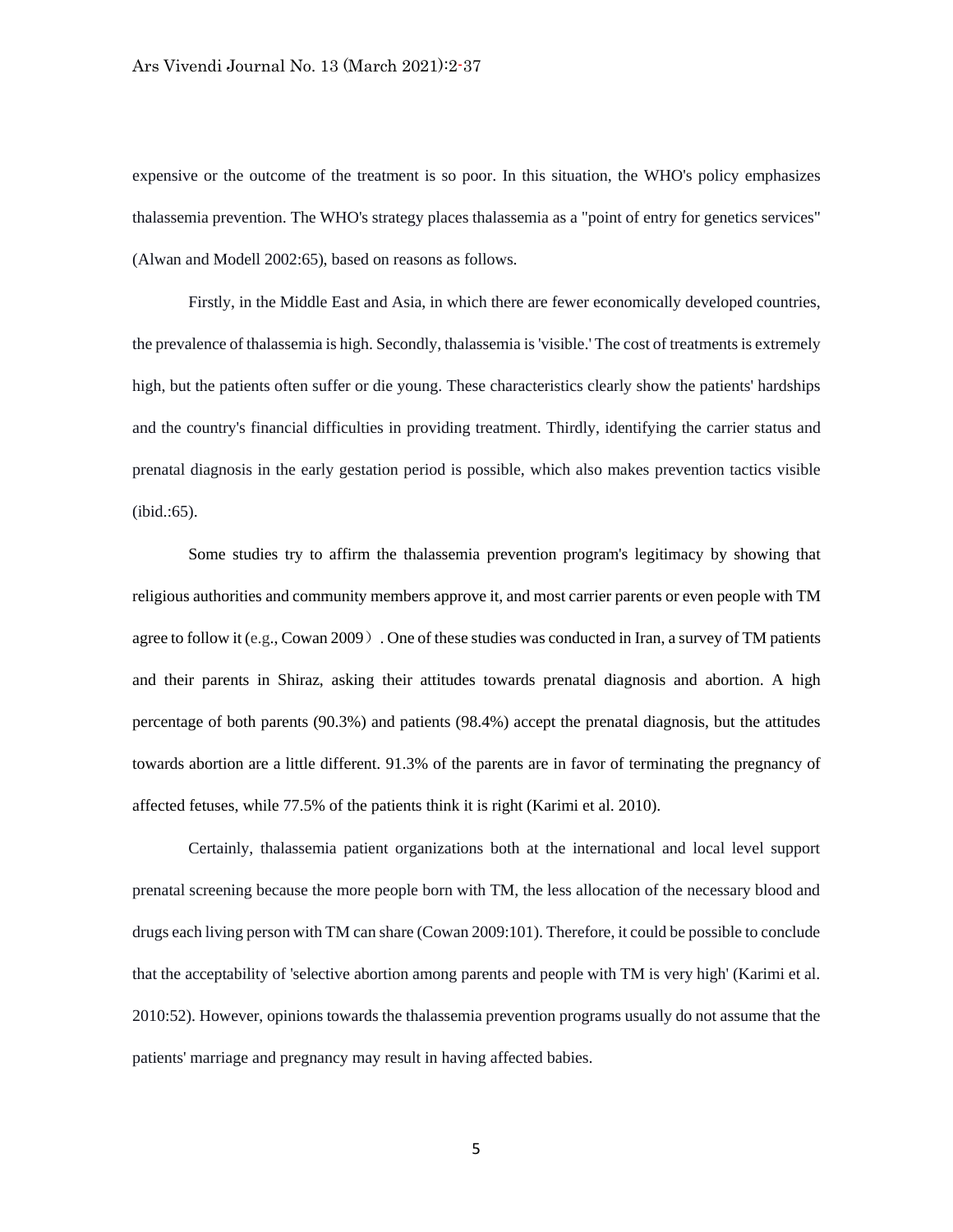expensive or the outcome of the treatment is so poor. In this situation, the WHO's policy emphasizes thalassemia prevention. The WHO's strategy places thalassemia as a "point of entry for genetics services" (Alwan and Modell 2002:65), based on reasons as follows.

Firstly, in the Middle East and Asia, in which there are fewer economically developed countries, the prevalence of thalassemia is high. Secondly, thalassemia is 'visible.' The cost of treatments is extremely high, but the patients often suffer or die young. These characteristics clearly show the patients' hardships and the country's financial difficulties in providing treatment. Thirdly, identifying the carrier status and prenatal diagnosis in the early gestation period is possible, which also makes prevention tactics visible (ibid.:65).

Some studies try to affirm the thalassemia prevention program's legitimacy by showing that religious authorities and community members approve it, and most carrier parents or even people with TM agree to follow it (e.g., Cowan 2009）. One of these studies was conducted in Iran, a survey of TM patients and their parents in Shiraz, asking their attitudes towards prenatal diagnosis and abortion. A high percentage of both parents (90.3%) and patients (98.4%) accept the prenatal diagnosis, but the attitudes towards abortion are a little different. 91.3% of the parents are in favor of terminating the pregnancy of affected fetuses, while 77.5% of the patients think it is right (Karimi et al. 2010).

Certainly, thalassemia patient organizations both at the international and local level support prenatal screening because the more people born with TM, the less allocation of the necessary blood and drugs each living person with TM can share (Cowan 2009:101). Therefore, it could be possible to conclude that the acceptability of 'selective abortion among parents and people with TM is very high' (Karimi et al. 2010:52). However, opinions towards the thalassemia prevention programs usually do not assume that the patients' marriage and pregnancy may result in having affected babies.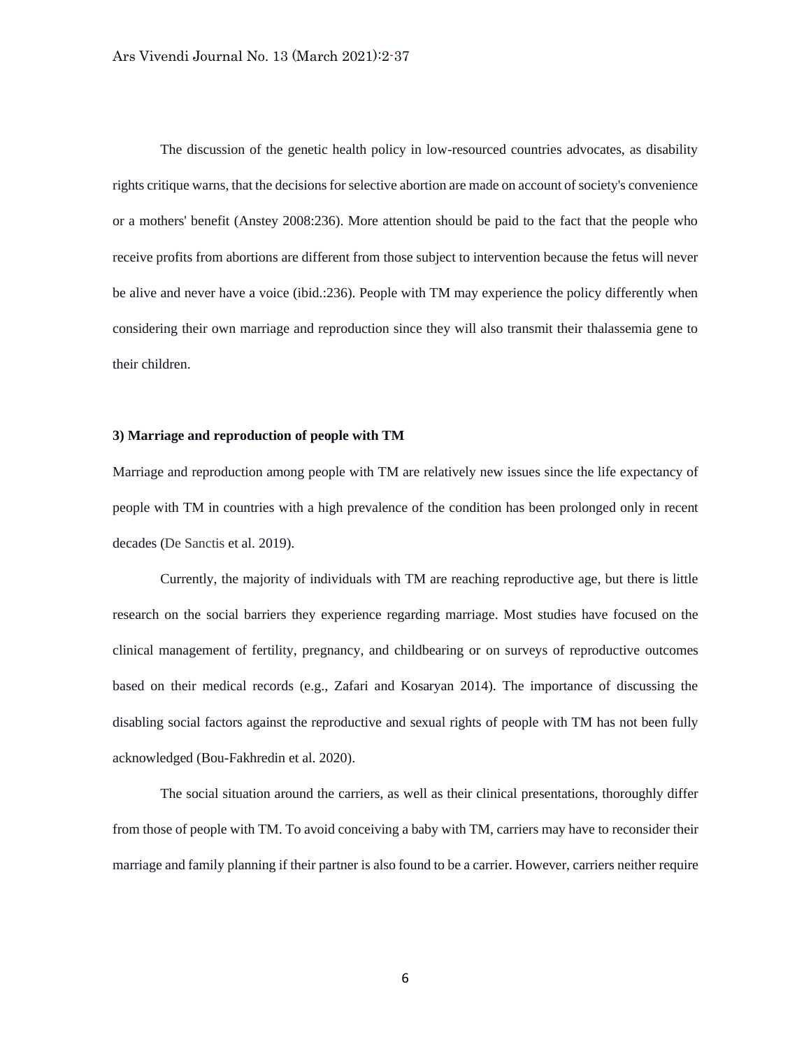The discussion of the genetic health policy in low-resourced countries advocates, as disability rights critique warns, that the decisions for selective abortion are made on account of society's convenience or a mothers' benefit (Anstey 2008:236). More attention should be paid to the fact that the people who receive profits from abortions are different from those subject to intervention because the fetus will never be alive and never have a voice (ibid.:236). People with TM may experience the policy differently when considering their own marriage and reproduction since they will also transmit their thalassemia gene to their children.

### 3) Marriage and reproduction of people with TM

Marriage and reproduction among people with TM are relatively new issues since the life expectancy of people with TM in countries with a high prevalence of the condition has been prolonged only in recent decades (De Sanctis et al. 2019).

Currently, the majority of individuals with TM are reaching reproductive age, but there is little research on the social barriers they experience regarding marriage. Most studies have focused on the clinical management of fertility, pregnancy, and childbearing or on surveys of reproductive outcomes based on their medical records (e.g., Zafari and Kosaryan 2014). The importance of discussing the disabling social factors against the reproductive and sexual rights of people with TM has not been fully acknowledged (Bou-Fakhredin et al. 2020).

The social situation around the carriers, as well as their clinical presentations, thoroughly differ from those of people with TM. To avoid conceiving a baby with TM, carriers may have to reconsider their marriage and family planning if their partner is also found to be a carrier. However, carriers neither require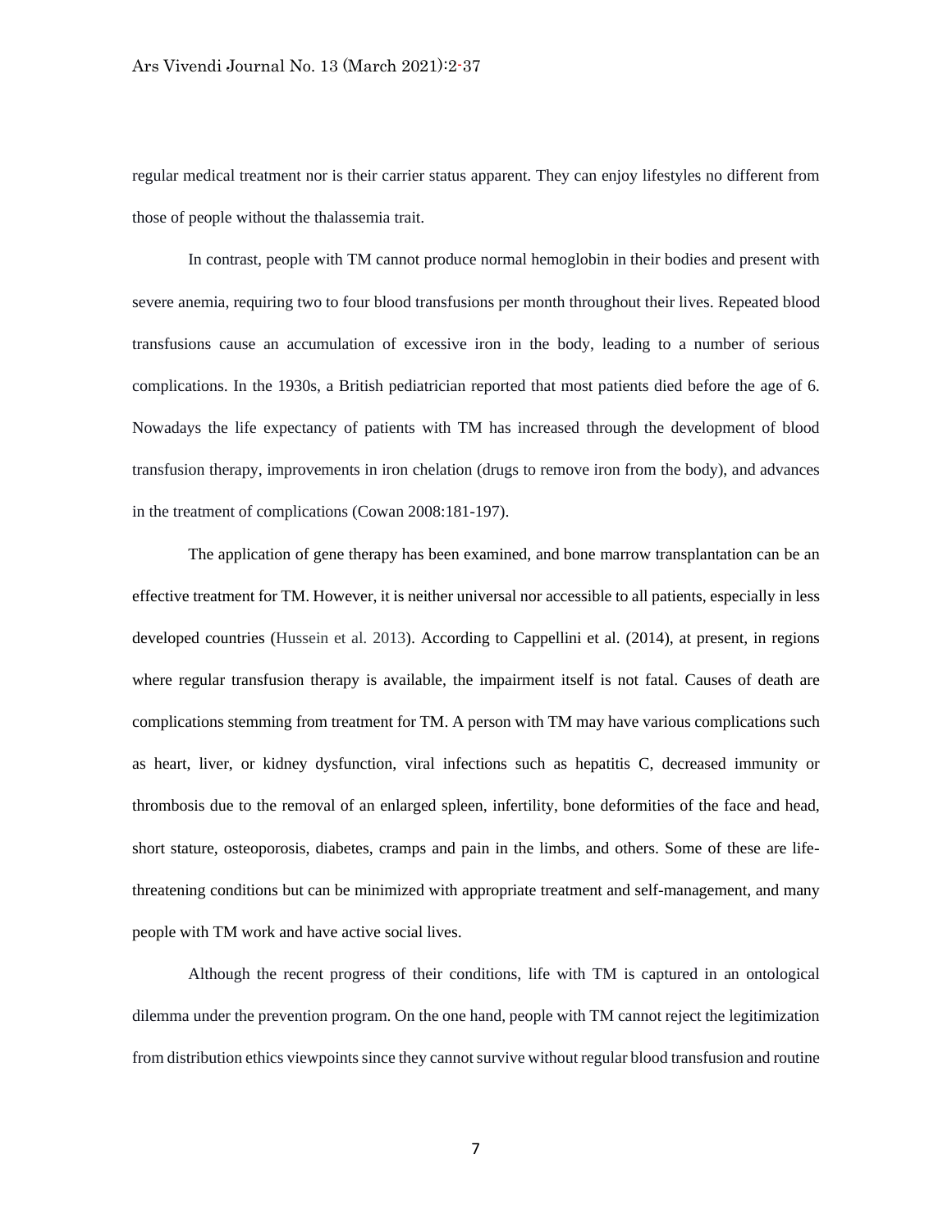regular medical treatment nor is their carrier status apparent. They can enjoy lifestyles no different from those of people without the thalassemia trait.

In contrast, people with TM cannot produce normal hemoglobin in their bodies and present with severe anemia, requiring two to four blood transfusions per month throughout their lives. Repeated blood transfusions cause an accumulation of excessive iron in the body, leading to a number of serious complications. In the 1930s, a British pediatrician reported that most patients died before the age of 6. Nowadays the life expectancy of patients with TM has increased through the development of blood transfusion therapy, improvements in iron chelation (drugs to remove iron from the body), and advances in the treatment of complications (Cowan 2008:181-197).

The application of gene therapy has been examined, and bone marrow transplantation can be an effective treatment for TM. However, it is neither universal nor accessible to all patients, especially in less developed countries (Hussein et al. 2013). According to Cappellini et al. (2014), at present, in regions where regular transfusion therapy is available, the impairment itself is not fatal. Causes of death are complications stemming from treatment for TM. A person with TM may have various complications such as heart, liver, or kidney dysfunction, viral infections such as hepatitis C, decreased immunity or thrombosis due to the removal of an enlarged spleen, infertility, bone deformities of the face and head, short stature, osteoporosis, diabetes, cramps and pain in the limbs, and others. Some of these are life-threatening conditions but can be minimized with appropriate treatment and self-management, and many people with TM work and have active social lives.

Although the recent progress of their conditions, life with TM is captured in an ontological dilemma under the prevention program. On the one hand, people with TM cannot reject the legitimization from distribution ethics viewpoints since they cannot survive without regular blood transfusion and routine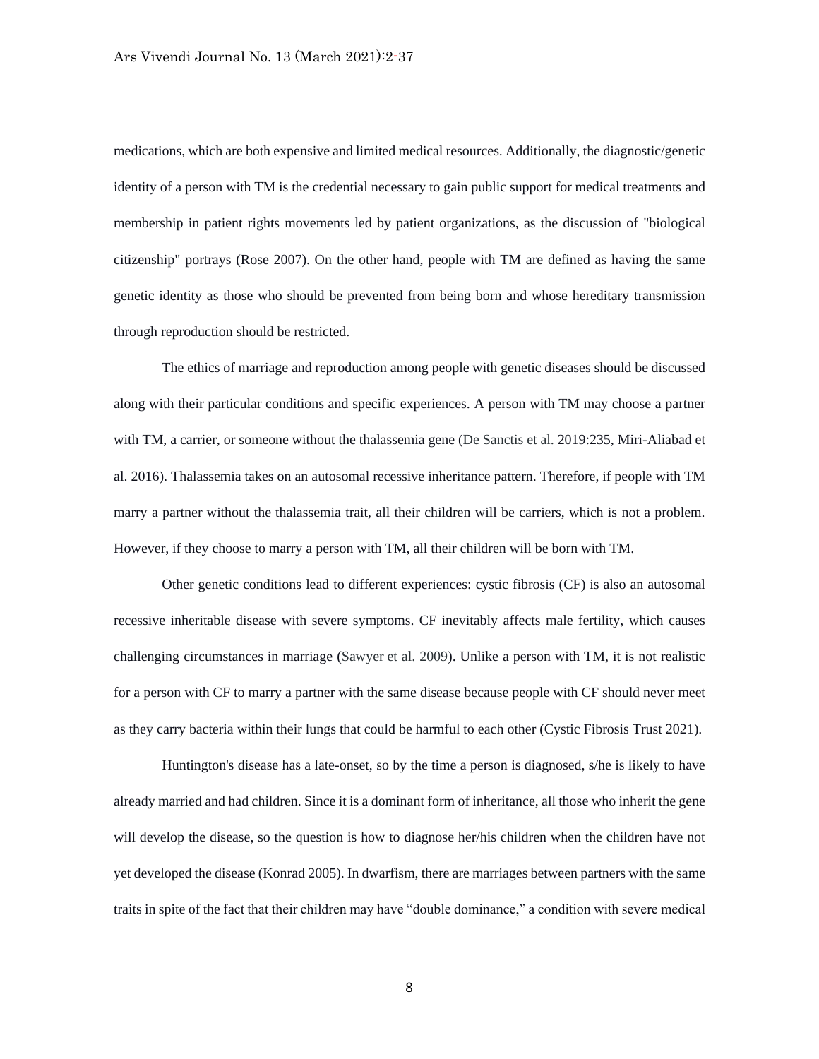medications, which are both expensive and limited medical resources. Additionally, the diagnostic/genetic identity of a person with TM is the credential necessary to gain public support for medical treatments and membership in patient rights movements led by patient organizations, as the discussion of "biological citizenship" portrays (Rose 2007). On the other hand, people with TM are defined as having the same genetic identity as those who should be prevented from being born and whose hereditary transmission through reproduction should be restricted.

The ethics of marriage and reproduction among people with genetic diseases should be discussed along with their particular conditions and specific experiences. A person with TM may choose a partner with TM, a carrier, or someone without the thalassemia gene (De Sanctis et al. 2019:235, Miri-Aliabad et al. 2016). Thalassemia takes on an autosomal recessive inheritance pattern. Therefore, if people with TM marry a partner without the thalassemia trait, all their children will be carriers, which is not a problem. However, if they choose to marry a person with TM, all their children will be born with TM.

Other genetic conditions lead to different experiences: cystic fibrosis (CF) is also an autosomal recessive inheritable disease with severe symptoms. CF inevitably affects male fertility, which causes challenging circumstances in marriage (Sawyer et al. 2009). Unlike a person with TM, it is not realistic for a person with CF to marry a partner with the same disease because people with CF should never meet as they carry bacteria within their lungs that could be harmful to each other (Cystic Fibrosis Trust 2021).

Huntington's disease has a late-onset, so by the time a person is diagnosed, s/he is likely to have already married and had children. Since it is a dominant form of inheritance, all those who inherit the gene will develop the disease, so the question is how to diagnose her/his children when the children have not yet developed the disease (Konrad 2005). In dwarfism, there are marriages between partners with the same traits in spite of the fact that their children may have "double dominance," a condition with severe medical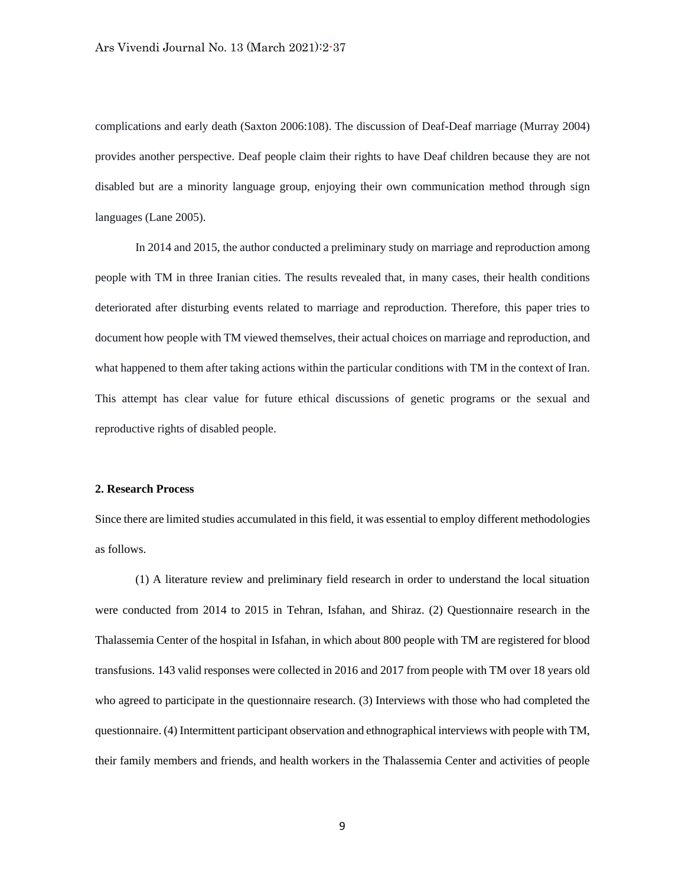complications and early death (Saxton 2006:108). The discussion of Deaf-Deaf marriage (Murray 2004) provides another perspective. Deaf people claim their rights to have Deaf children because they are not disabled but are a minority language group, enjoying their own communication method through sign languages (Lane 2005).

In 2014 and 2015, the author conducted a preliminary study on marriage and reproduction among people with TM in three Iranian cities. The results revealed that, in many cases, their health conditions deteriorated after disturbing events related to marriage and reproduction. Therefore, this paper tries to document how people with TM viewed themselves, their actual choices on marriage and reproduction, and what happened to them after taking actions within the particular conditions with TM in the context of Iran. This attempt has clear value for future ethical discussions of genetic programs or the sexual and reproductive rights of disabled people.

## 2. Research Process

Since there are limited studies accumulated in this field, it was essential to employ different methodologies as follows.

(1) A literature review and preliminary field research in order to understand the local situation were conducted from 2014 to 2015 in Tehran, Isfahan, and Shiraz. (2) Questionnaire research in the Thalassemia Center of the hospital in Isfahan, in which about 800 people with TM are registered for blood transfusions. 143 valid responses were collected in 2016 and 2017 from people with TM over 18 years old who agreed to participate in the questionnaire research. (3) Interviews with those who had completed the questionnaire. (4) Intermittent participant observation and ethnographical interviews with people with TM, their family members and friends, and health workers in the Thalassemia Center and activities of people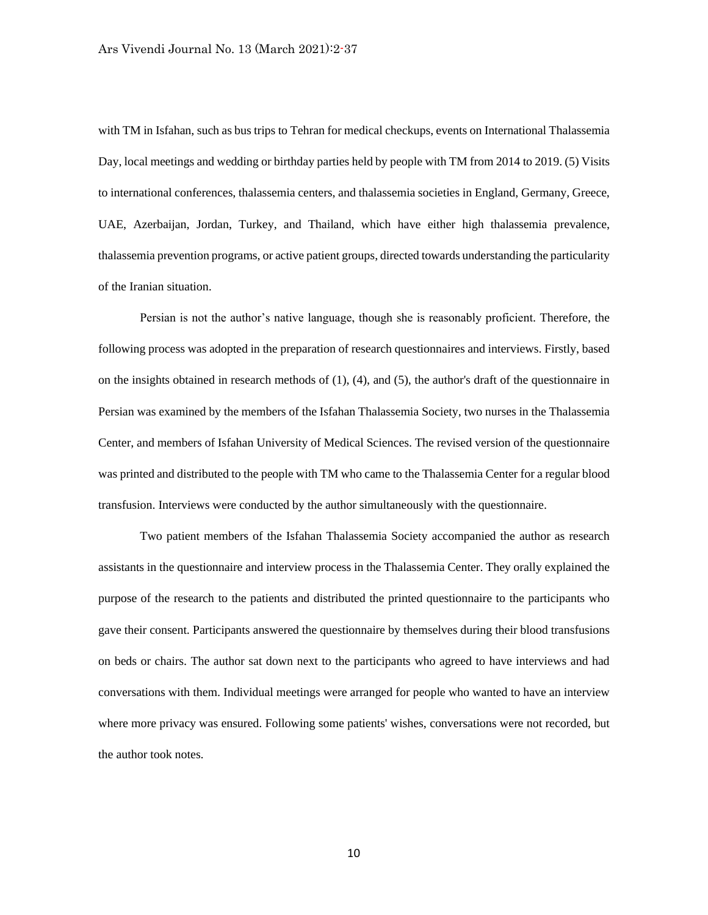with TM in Isfahan, such as bus trips to Tehran for medical checkups, events on International Thalassemia Day, local meetings and wedding or birthday parties held by people with TM from 2014 to 2019. (5) Visits to international conferences, thalassemia centers, and thalassemia societies in England, Germany, Greece, UAE, Azerbaijan, Jordan, Turkey, and Thailand, which have either high thalassemia prevalence, thalassemia prevention programs, or active patient groups, directed towards understanding the particularity of the Iranian situation.

Persian is not the author's native language, though she is reasonably proficient. Therefore, the following process was adopted in the preparation of research questionnaires and interviews. Firstly, based on the insights obtained in research methods of (1), (4), and (5), the author's draft of the questionnaire in Persian was examined by the members of the Isfahan Thalassemia Society, two nurses in the Thalassemia Center, and members of Isfahan University of Medical Sciences. The revised version of the questionnaire was printed and distributed to the people with TM who came to the Thalassemia Center for a regular blood transfusion. Interviews were conducted by the author simultaneously with the questionnaire.

Two patient members of the Isfahan Thalassemia Society accompanied the author as research assistants in the questionnaire and interview process in the Thalassemia Center. They orally explained the purpose of the research to the patients and distributed the printed questionnaire to the participants who gave their consent. Participants answered the questionnaire by themselves during their blood transfusions on beds or chairs. The author sat down next to the participants who agreed to have interviews and had conversations with them. Individual meetings were arranged for people who wanted to have an interview where more privacy was ensured. Following some patients' wishes, conversations were not recorded, but the author took notes.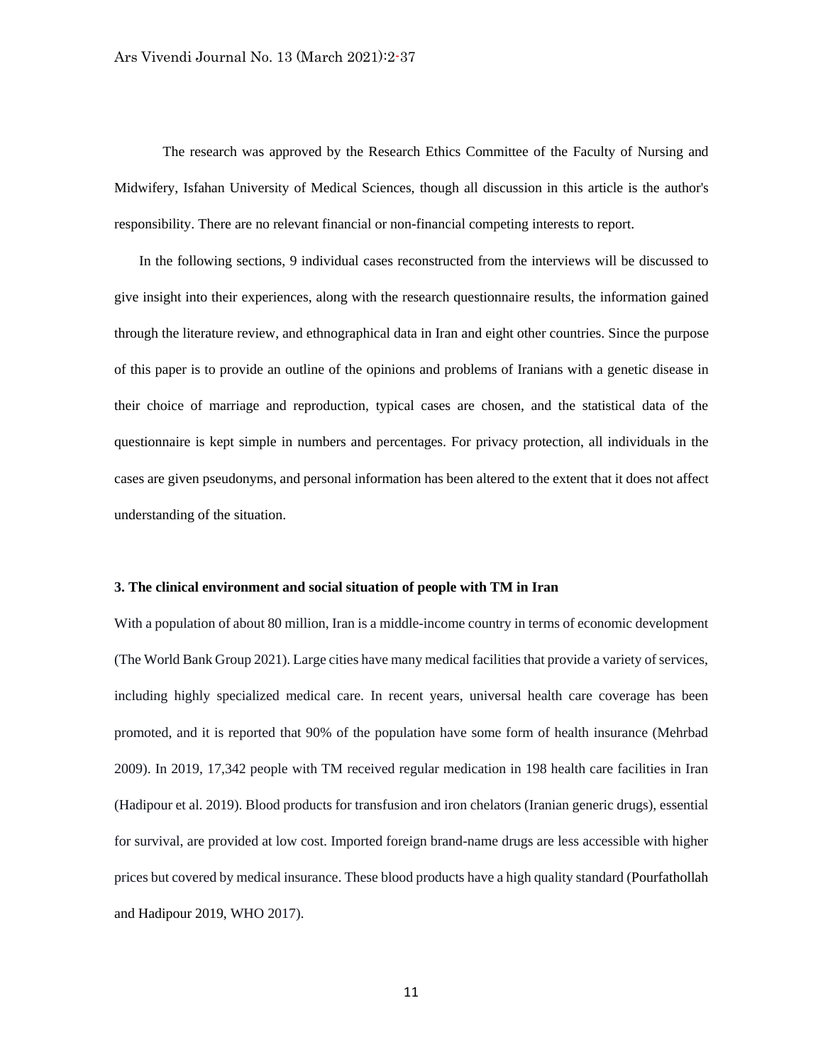The research was approved by the Research Ethics Committee of the Faculty of Nursing and Midwifery, Isfahan University of Medical Sciences, though all discussion in this article is the author's responsibility. There are no relevant financial or non-financial competing interests to report.

In the following sections, 9 individual cases reconstructed from the interviews will be discussed to give insight into their experiences, along with the research questionnaire results, the information gained through the literature review, and ethnographical data in Iran and eight other countries. Since the purpose of this paper is to provide an outline of the opinions and problems of Iranians with a genetic disease in their choice of marriage and reproduction, typical cases are chosen, and the statistical data of the questionnaire is kept simple in numbers and percentages. For privacy protection, all individuals in the cases are given pseudonyms, and personal information has been altered to the extent that it does not affect understanding of the situation.

## 3. The clinical environment and social situation of people with TM in Iran

With a population of about 80 million, Iran is a middle-income country in terms of economic development (The World Bank Group 2021). Large cities have many medical facilities that provide a variety of services, including highly specialized medical care. In recent years, universal health care coverage has been promoted, and it is reported that 90% of the population have some form of health insurance (Mehrbad 2009). In 2019, 17,342 people with TM received regular medication in 198 health care facilities in Iran (Hadipour et al. 2019). Blood products for transfusion and iron chelators (Iranian generic drugs), essential for survival, are provided at low cost. Imported foreign brand-name drugs are less accessible with higher prices but covered by medical insurance. These blood products have a high quality standard (Pourfathollah and Hadipour 2019, WHO 2017).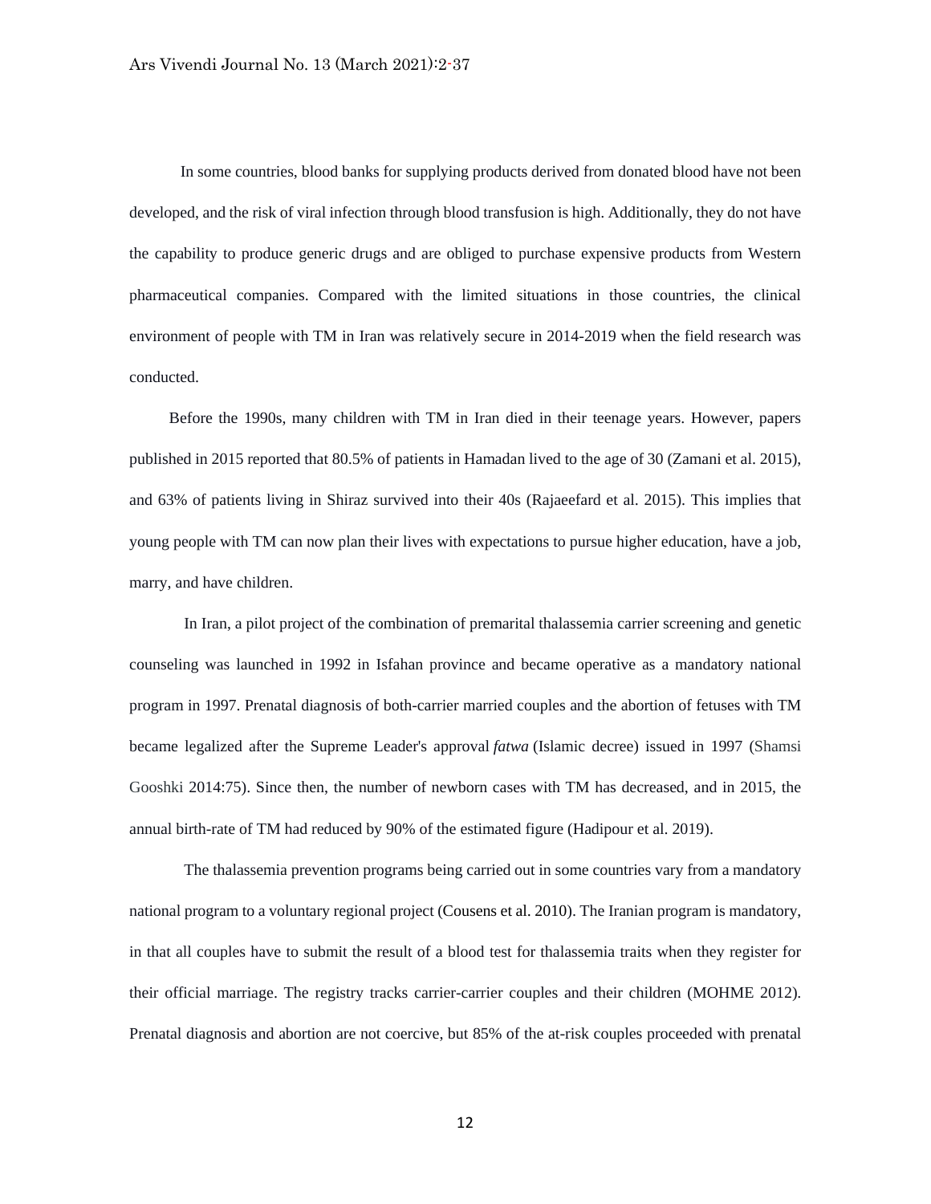In some countries, blood banks for supplying products derived from donated blood have not been developed, and the risk of viral infection through blood transfusion is high. Additionally, they do not have the capability to produce generic drugs and are obliged to purchase expensive products from Western pharmaceutical companies. Compared with the limited situations in those countries, the clinical environment of people with TM in Iran was relatively secure in 2014-2019 when the field research was conducted.

Before the 1990s, many children with TM in Iran died in their teenage years. However, papers published in 2015 reported that 80.5% of patients in Hamadan lived to the age of 30 (Zamani et al. 2015), and 63% of patients living in Shiraz survived into their 40s (Rajaeefard et al. 2015). This implies that young people with TM can now plan their lives with expectations to pursue higher education, have a job, marry, and have children.

In Iran, a pilot project of the combination of premarital thalassemia carrier screening and genetic counseling was launched in 1992 in Isfahan province and became operative as a mandatory national program in 1997. Prenatal diagnosis of both-carrier married couples and the abortion of fetuses with TM became legalized after the Supreme Leader's approval *fatwa* (Islamic decree) issued in 1997 (Shamsi Gooshki 2014:75). Since then, the number of newborn cases with TM has decreased, and in 2015, the annual birth-rate of TM had reduced by 90% of the estimated figure (Hadipour et al. 2019).

The thalassemia prevention programs being carried out in some countries vary from a mandatory national program to a voluntary regional project (Cousens et al. 2010). The Iranian program is mandatory, in that all couples have to submit the result of a blood test for thalassemia traits when they register for their official marriage. The registry tracks carrier-carrier couples and their children (MOHME 2012). Prenatal diagnosis and abortion are not coercive, but 85% of the at-risk couples proceeded with prenatal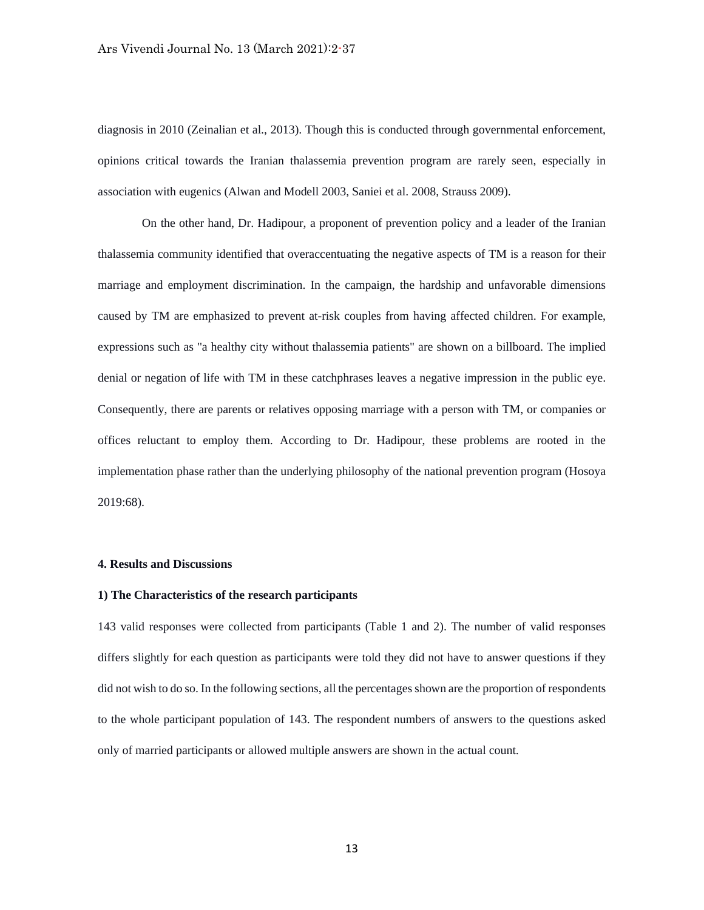diagnosis in 2010 (Zeinalian et al., 2013). Though this is conducted through governmental enforcement, opinions critical towards the Iranian thalassemia prevention program are rarely seen, especially in association with eugenics (Alwan and Modell 2003, Saniei et al. 2008, Strauss 2009).

On the other hand, Dr. Hadipour, a proponent of prevention policy and a leader of the Iranian thalassemia community identified that overaccentuating the negative aspects of TM is a reason for their marriage and employment discrimination. In the campaign, the hardship and unfavorable dimensions caused by TM are emphasized to prevent at-risk couples from having affected children. For example, expressions such as "a healthy city without thalassemia patients" are shown on a billboard. The implied denial or negation of life with TM in these catchphrases leaves a negative impression in the public eye. Consequently, there are parents or relatives opposing marriage with a person with TM, or companies or offices reluctant to employ them. According to Dr. Hadipour, these problems are rooted in the implementation phase rather than the underlying philosophy of the national prevention program (Hosoya 2019:68).

## 4. Results and Discussions

### 1) The Characteristics of the research participants

143 valid responses were collected from participants (Table 1 and 2). The number of valid responses differs slightly for each question as participants were told they did not have to answer questions if they did not wish to do so. In the following sections, all the percentages shown are the proportion of respondents to the whole participant population of 143. The respondent numbers of answers to the questions asked only of married participants or allowed multiple answers are shown in the actual count.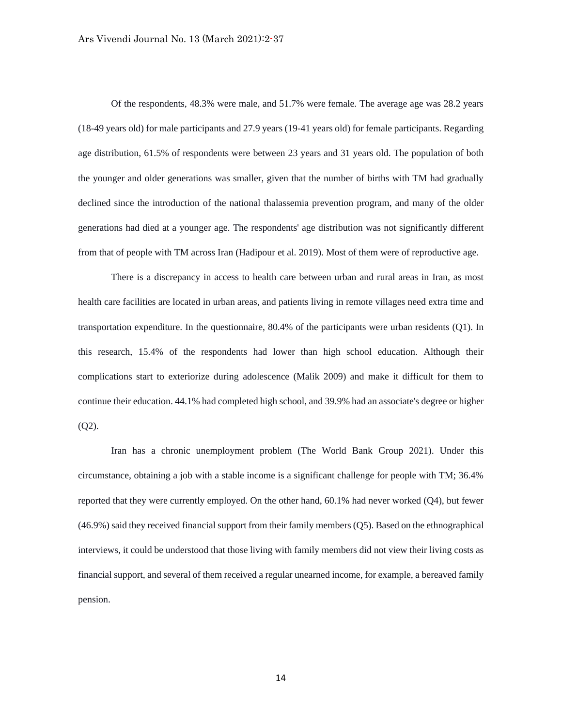Of the respondents, 48.3% were male, and 51.7% were female. The average age was 28.2 years (18-49 years old) for male participants and 27.9 years (19-41 years old) for female participants. Regarding age distribution, 61.5% of respondents were between 23 years and 31 years old. The population of both the younger and older generations was smaller, given that the number of births with TM had gradually declined since the introduction of the national thalassemia prevention program, and many of the older generations had died at a younger age. The respondents' age distribution was not significantly different from that of people with TM across Iran (Hadipour et al. 2019). Most of them were of reproductive age.

There is a discrepancy in access to health care between urban and rural areas in Iran, as most health care facilities are located in urban areas, and patients living in remote villages need extra time and transportation expenditure. In the questionnaire, 80.4% of the participants were urban residents (Q1). In this research, 15.4% of the respondents had lower than high school education. Although their complications start to exteriorize during adolescence (Malik 2009) and make it difficult for them to continue their education. 44.1% had completed high school, and 39.9% had an associate's degree or higher (Q2).

Iran has a chronic unemployment problem (The World Bank Group 2021). Under this circumstance, obtaining a job with a stable income is a significant challenge for people with TM; 36.4% reported that they were currently employed. On the other hand, 60.1% had never worked (Q4), but fewer (46.9%) said they received financial support from their family members (Q5). Based on the ethnographical interviews, it could be understood that those living with family members did not view their living costs as financial support, and several of them received a regular unearned income, for example, a bereaved family pension.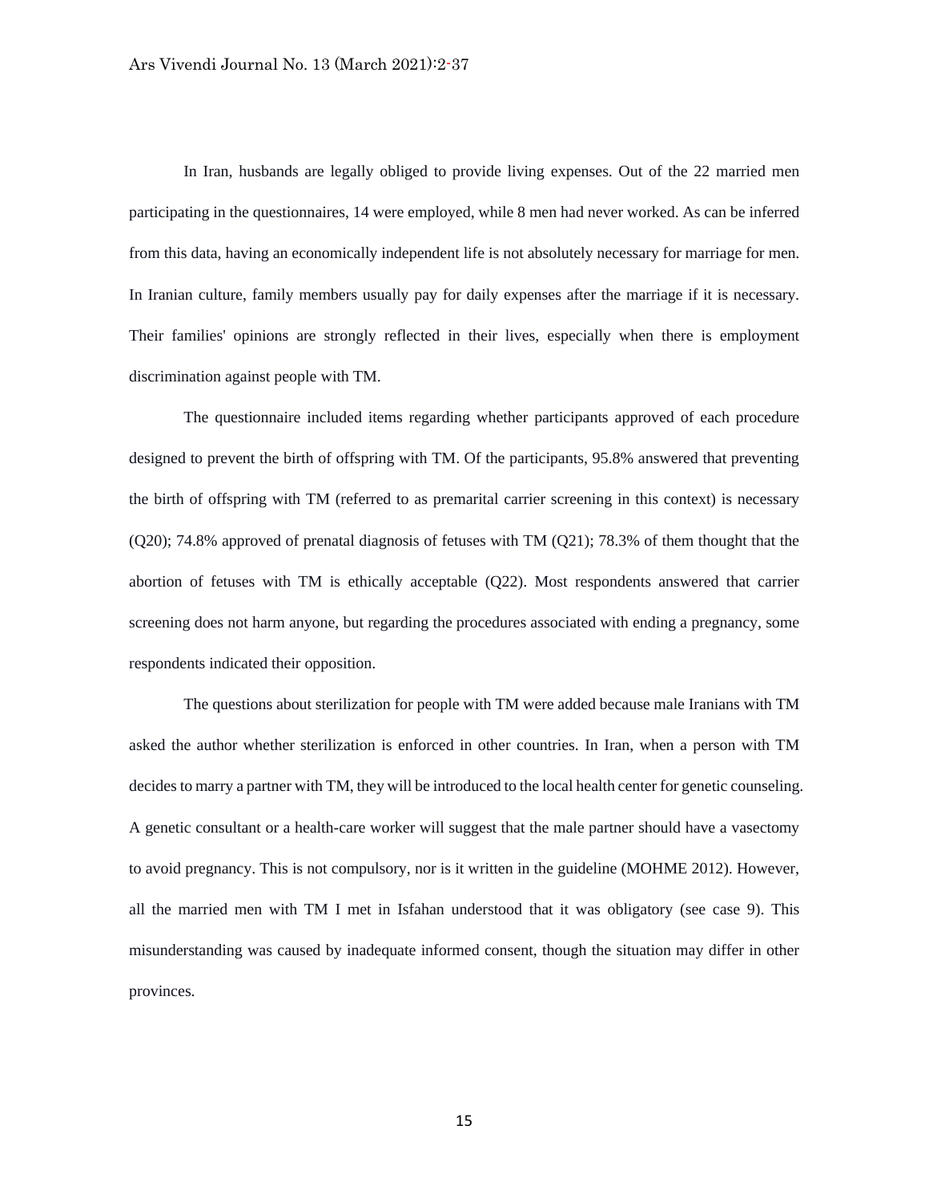In Iran, husbands are legally obliged to provide living expenses. Out of the 22 married men participating in the questionnaires, 14 were employed, while 8 men had never worked. As can be inferred from this data, having an economically independent life is not absolutely necessary for marriage for men. In Iranian culture, family members usually pay for daily expenses after the marriage if it is necessary. Their families' opinions are strongly reflected in their lives, especially when there is employment discrimination against people with TM.

The questionnaire included items regarding whether participants approved of each procedure designed to prevent the birth of offspring with TM. Of the participants, 95.8% answered that preventing the birth of offspring with TM (referred to as premarital carrier screening in this context) is necessary (Q20); 74.8% approved of prenatal diagnosis of fetuses with TM (Q21); 78.3% of them thought that the abortion of fetuses with TM is ethically acceptable (Q22). Most respondents answered that carrier screening does not harm anyone, but regarding the procedures associated with ending a pregnancy, some respondents indicated their opposition.

The questions about sterilization for people with TM were added because male Iranians with TM asked the author whether sterilization is enforced in other countries. In Iran, when a person with TM decides to marry a partner with TM, they will be introduced to the local health center for genetic counseling. A genetic consultant or a health-care worker will suggest that the male partner should have a vasectomy to avoid pregnancy. This is not compulsory, nor is it written in the guideline (MOHME 2012). However, all the married men with TM I met in Isfahan understood that it was obligatory (see case 9). This misunderstanding was caused by inadequate informed consent, though the situation may differ in other provinces.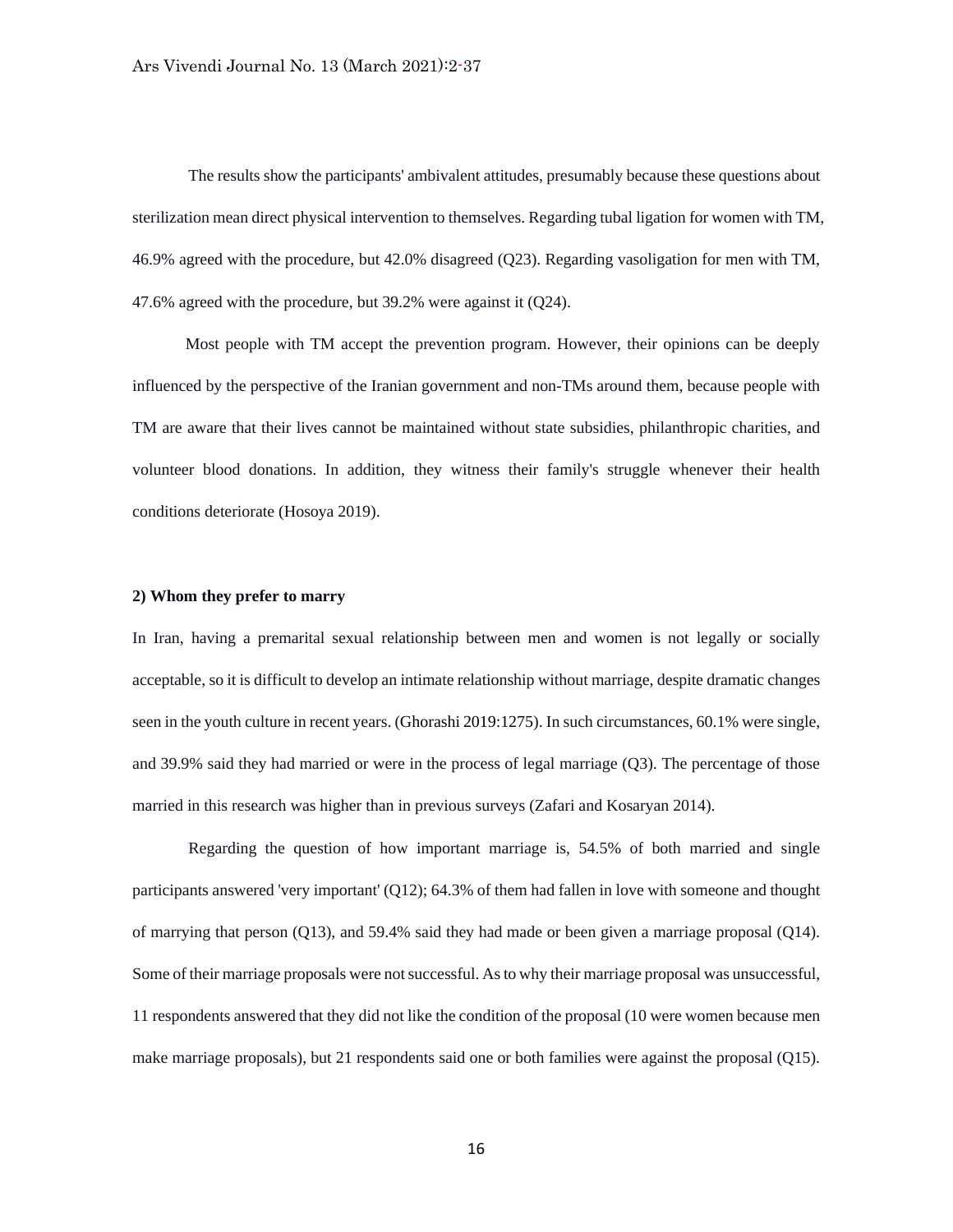The results show the participants' ambivalent attitudes, presumably because these questions about sterilization mean direct physical intervention to themselves. Regarding tubal ligation for women with TM, 46.9% agreed with the procedure, but 42.0% disagreed (Q23). Regarding vasoligation for men with TM, 47.6% agreed with the procedure, but 39.2% were against it (Q24).

Most people with TM accept the prevention program. However, their opinions can be deeply influenced by the perspective of the Iranian government and non-TMs around them, because people with TM are aware that their lives cannot be maintained without state subsidies, philanthropic charities, and volunteer blood donations. In addition, they witness their family's struggle whenever their health conditions deteriorate (Hosoya 2019).

**2) Whom they prefer to marry**

In Iran, having a premarital sexual relationship between men and women is not legally or socially acceptable, so it is difficult to develop an intimate relationship without marriage, despite dramatic changes seen in the youth culture in recent years. (Ghorashi 2019:1275). In such circumstances, 60.1% were single, and 39.9% said they had married or were in the process of legal marriage (Q3). The percentage of those married in this research was higher than in previous surveys (Zafari and Kosaryan 2014).

Regarding the question of how important marriage is, 54.5% of both married and single participants answered 'very important' (Q12); 64.3% of them had fallen in love with someone and thought of marrying that person (Q13), and 59.4% said they had made or been given a marriage proposal (Q14). Some of their marriage proposals were not successful. As to why their marriage proposal was unsuccessful, 11 respondents answered that they did not like the condition of the proposal (10 were women because men make marriage proposals), but 21 respondents said one or both families were against the proposal (Q15).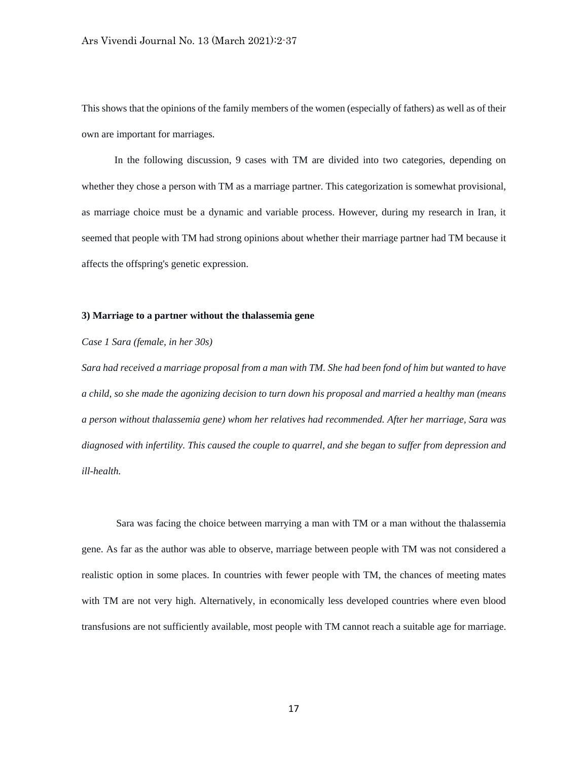This shows that the opinions of the family members of the women (especially of fathers) as well as of their own are important for marriages.

In the following discussion, 9 cases with TM are divided into two categories, depending on whether they chose a person with TM as a marriage partner. This categorization is somewhat provisional, as marriage choice must be a dynamic and variable process. However, during my research in Iran, it seemed that people with TM had strong opinions about whether their marriage partner had TM because it affects the offspring's genetic expression.

### 3) Marriage to a partner without the thalassemia gene

*Case 1 Sara (female, in her 30s)*

*Sara had received a marriage proposal from a man with TM. She had been fond of him but wanted to have a child, so she made the agonizing decision to turn down his proposal and married a healthy man (means a person without thalassemia gene) whom her relatives had recommended. After her marriage, Sara was diagnosed with infertility. This caused the couple to quarrel, and she began to suffer from depression and ill-health.*

Sara was facing the choice between marrying a man with TM or a man without the thalassemia gene. As far as the author was able to observe, marriage between people with TM was not considered a realistic option in some places. In countries with fewer people with TM, the chances of meeting mates with TM are not very high. Alternatively, in economically less developed countries where even blood transfusions are not sufficiently available, most people with TM cannot reach a suitable age for marriage.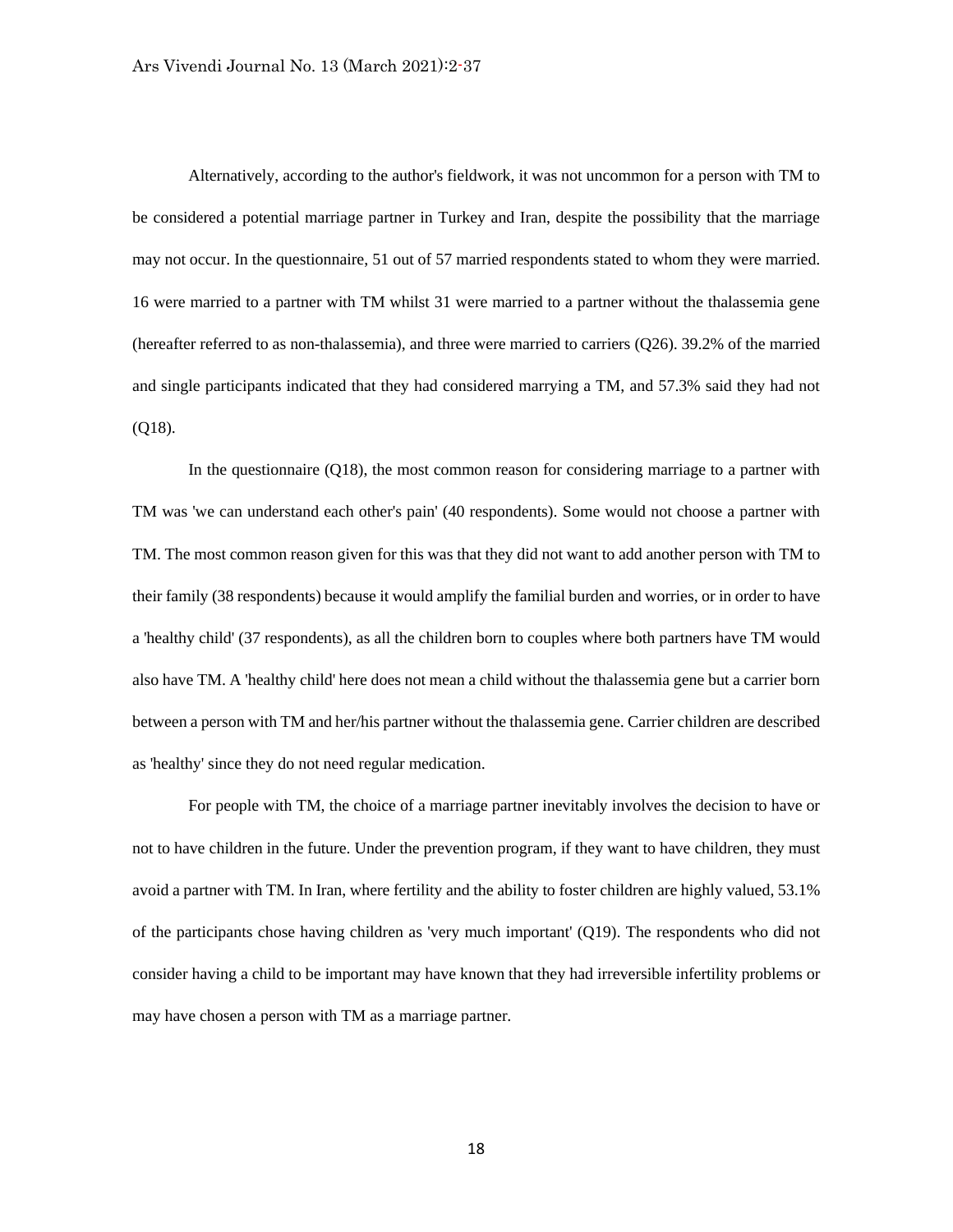Alternatively, according to the author's fieldwork, it was not uncommon for a person with TM to be considered a potential marriage partner in Turkey and Iran, despite the possibility that the marriage may not occur. In the questionnaire, 51 out of 57 married respondents stated to whom they were married. 16 were married to a partner with TM whilst 31 were married to a partner without the thalassemia gene (hereafter referred to as non-thalassemia), and three were married to carriers (Q26). 39.2% of the married and single participants indicated that they had considered marrying a TM, and 57.3% said they had not (Q18).

In the questionnaire (Q18), the most common reason for considering marriage to a partner with TM was 'we can understand each other's pain' (40 respondents). Some would not choose a partner with TM. The most common reason given for this was that they did not want to add another person with TM to their family (38 respondents) because it would amplify the familial burden and worries, or in order to have a 'healthy child' (37 respondents), as all the children born to couples where both partners have TM would also have TM. A 'healthy child' here does not mean a child without the thalassemia gene but a carrier born between a person with TM and her/his partner without the thalassemia gene. Carrier children are described as 'healthy' since they do not need regular medication.

For people with TM, the choice of a marriage partner inevitably involves the decision to have or not to have children in the future. Under the prevention program, if they want to have children, they must avoid a partner with TM. In Iran, where fertility and the ability to foster children are highly valued, 53.1% of the participants chose having children as 'very much important' (Q19). The respondents who did not consider having a child to be important may have known that they had irreversible infertility problems or may have chosen a person with TM as a marriage partner.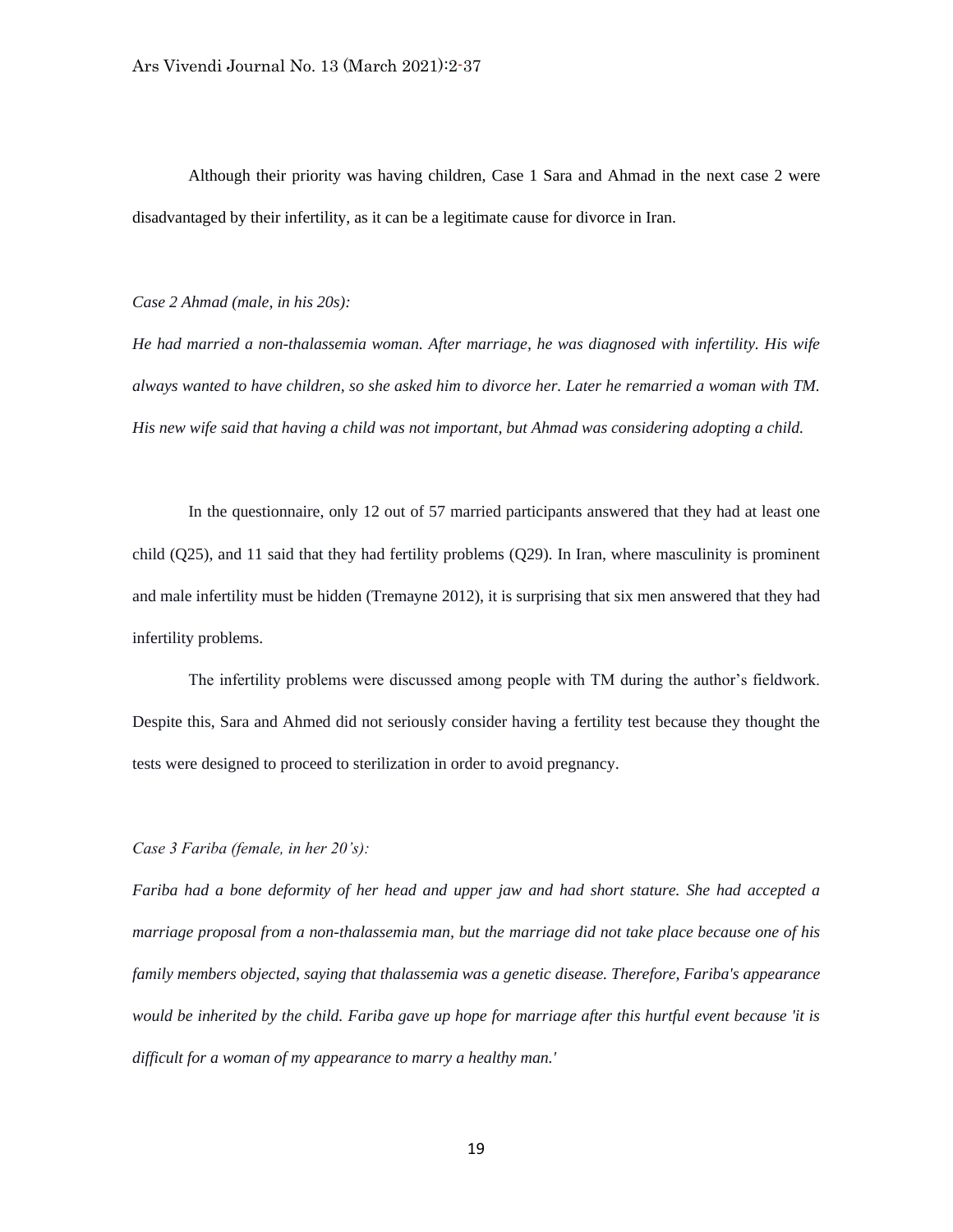Although their priority was having children, Case 1 Sara and Ahmad in the next case 2 were disadvantaged by their infertility, as it can be a legitimate cause for divorce in Iran.

*Case 2 Ahmad (male, in his 20s):*

*He had married a non-thalassemia woman. After marriage, he was diagnosed with infertility. His wife always wanted to have children, so she asked him to divorce her. Later he remarried a woman with TM. His new wife said that having a child was not important, but Ahmad was considering adopting a child.*

In the questionnaire, only 12 out of 57 married participants answered that they had at least one child (Q25), and 11 said that they had fertility problems (Q29). In Iran, where masculinity is prominent and male infertility must be hidden (Tremayne 2012), it is surprising that six men answered that they had infertility problems.

The infertility problems were discussed among people with TM during the author's fieldwork. Despite this, Sara and Ahmed did not seriously consider having a fertility test because they thought the tests were designed to proceed to sterilization in order to avoid pregnancy.

*Case 3 Fariba (female, in her 20's):*

*Fariba had a bone deformity of her head and upper jaw and had short stature. She had accepted a marriage proposal from a non-thalassemia man, but the marriage did not take place because one of his family members objected, saying that thalassemia was a genetic disease. Therefore, Fariba's appearance would be inherited by the child. Fariba gave up hope for marriage after this hurtful event because 'it is difficult for a woman of my appearance to marry a healthy man.'*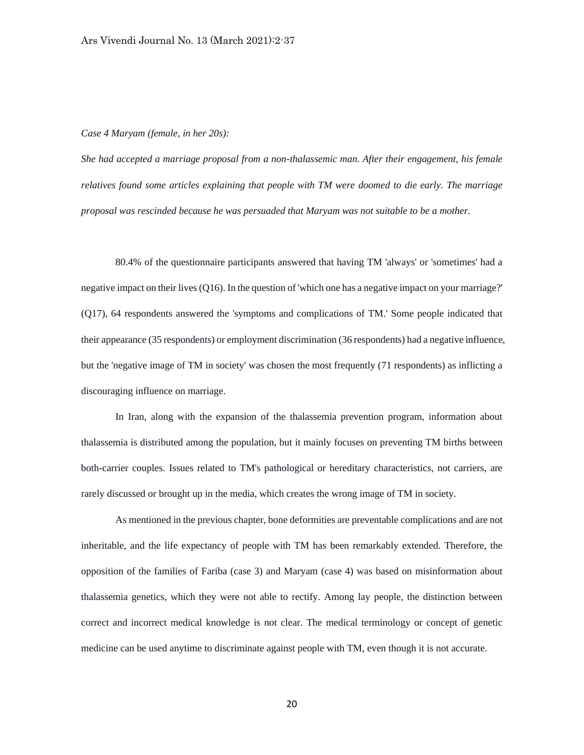*Case 4 Maryam (female, in her 20s):*

*She had accepted a marriage proposal from a non-thalassemic man. After their engagement, his female relatives found some articles explaining that people with TM were doomed to die early. The marriage proposal was rescinded because he was persuaded that Maryam was not suitable to be a mother.*

80.4% of the questionnaire participants answered that having TM 'always' or 'sometimes' had a negative impact on their lives (Q16). In the question of 'which one has a negative impact on your marriage?' (Q17), 64 respondents answered the 'symptoms and complications of TM.' Some people indicated that their appearance (35 respondents) or employment discrimination (36 respondents) had a negative influence, but the 'negative image of TM in society' was chosen the most frequently (71 respondents) as inflicting a discouraging influence on marriage.

In Iran, along with the expansion of the thalassemia prevention program, information about thalassemia is distributed among the population, but it mainly focuses on preventing TM births between both-carrier couples. Issues related to TM's pathological or hereditary characteristics, not carriers, are rarely discussed or brought up in the media, which creates the wrong image of TM in society.

As mentioned in the previous chapter, bone deformities are preventable complications and are not inheritable, and the life expectancy of people with TM has been remarkably extended. Therefore, the opposition of the families of Fariba (case 3) and Maryam (case 4) was based on misinformation about thalassemia genetics, which they were not able to rectify. Among lay people, the distinction between correct and incorrect medical knowledge is not clear. The medical terminology or concept of genetic medicine can be used anytime to discriminate against people with TM, even though it is not accurate.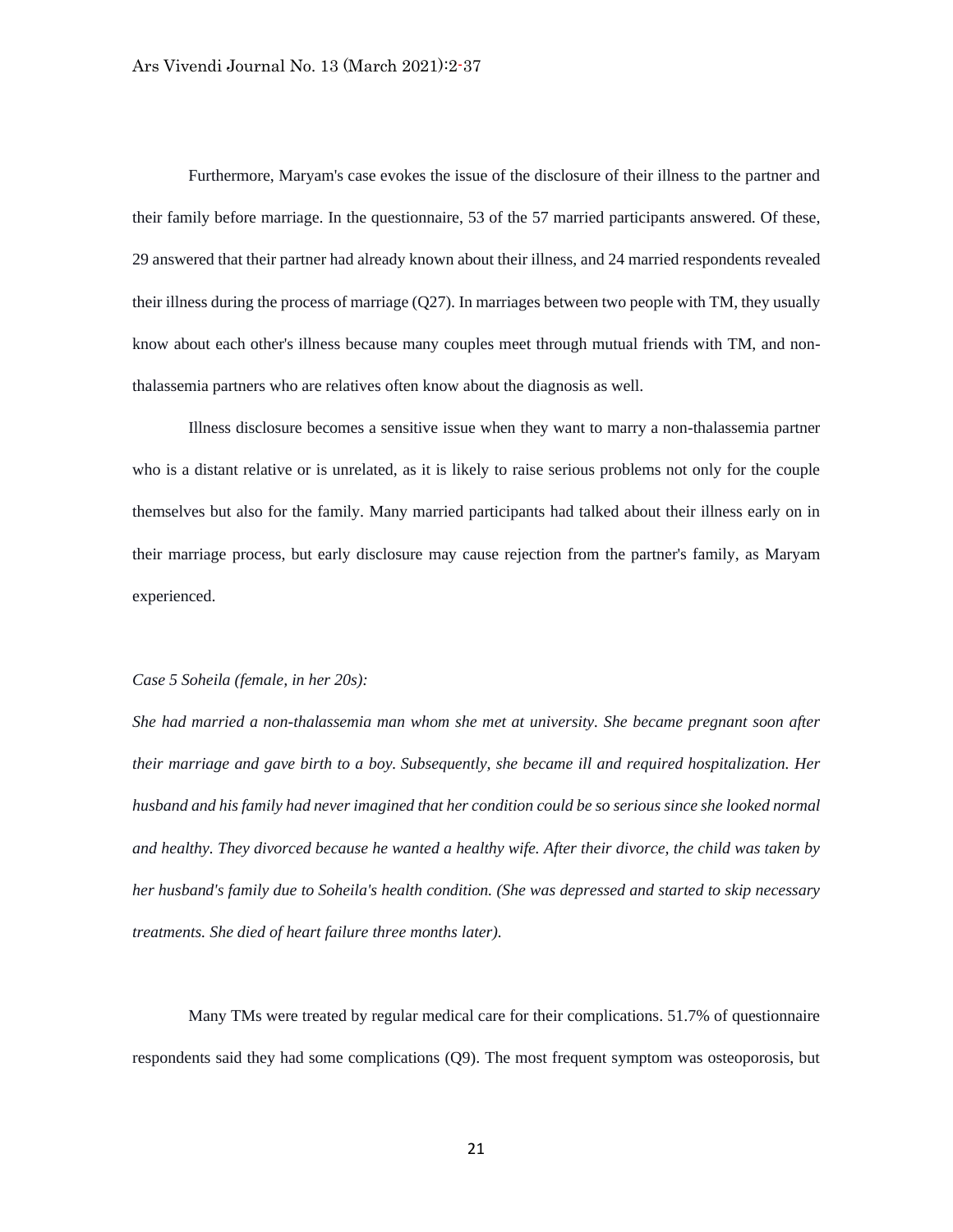Furthermore, Maryam's case evokes the issue of the disclosure of their illness to the partner and their family before marriage. In the questionnaire, 53 of the 57 married participants answered. Of these, 29 answered that their partner had already known about their illness, and 24 married respondents revealed their illness during the process of marriage (Q27). In marriages between two people with TM, they usually know about each other's illness because many couples meet through mutual friends with TM, and non-thalassemia partners who are relatives often know about the diagnosis as well.

Illness disclosure becomes a sensitive issue when they want to marry a non-thalassemia partner who is a distant relative or is unrelated, as it is likely to raise serious problems not only for the couple themselves but also for the family. Many married participants had talked about their illness early on in their marriage process, but early disclosure may cause rejection from the partner's family, as Maryam experienced.

*Case 5 Soheila (female, in her 20s):*

*She had married a non-thalassemia man whom she met at university. She became pregnant soon after their marriage and gave birth to a boy. Subsequently, she became ill and required hospitalization. Her husband and his family had never imagined that her condition could be so serious since she looked normal and healthy. They divorced because he wanted a healthy wife. After their divorce, the child was taken by her husband's family due to Soheila's health condition. (She was depressed and started to skip necessary treatments. She died of heart failure three months later).*

Many TMs were treated by regular medical care for their complications. 51.7% of questionnaire respondents said they had some complications (Q9). The most frequent symptom was osteoporosis, but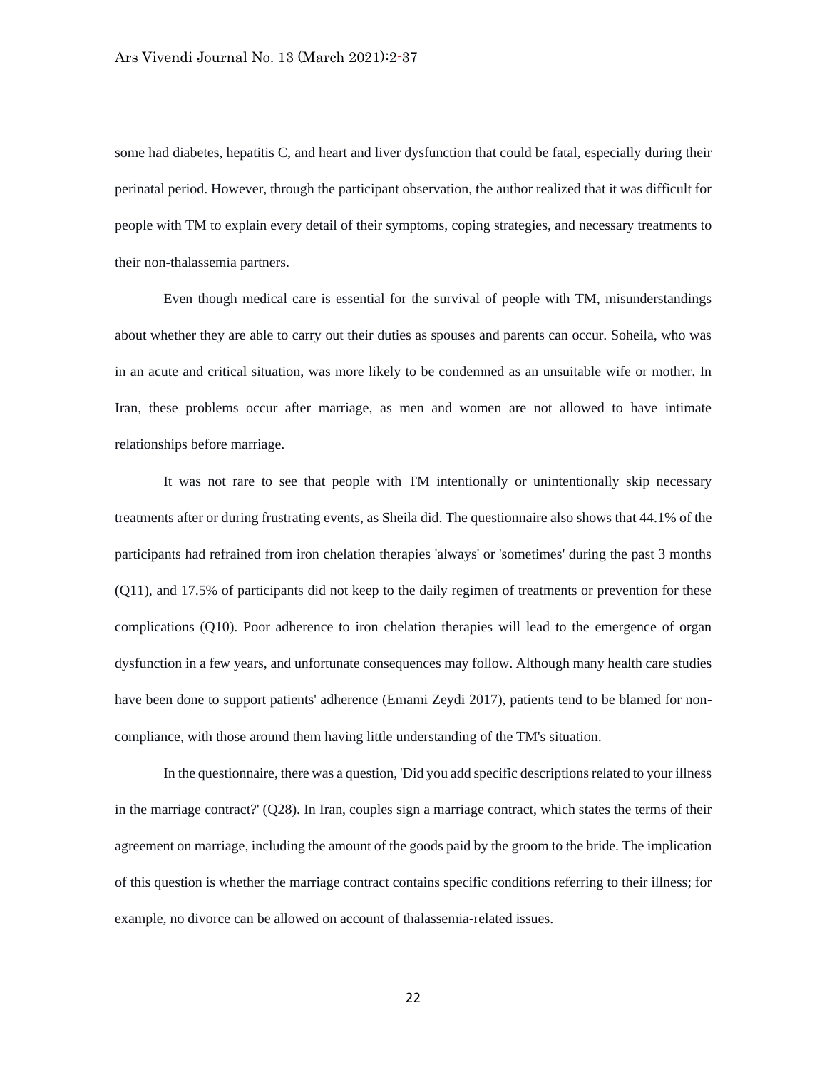some had diabetes, hepatitis C, and heart and liver dysfunction that could be fatal, especially during their perinatal period. However, through the participant observation, the author realized that it was difficult for people with TM to explain every detail of their symptoms, coping strategies, and necessary treatments to their non-thalassemia partners.

Even though medical care is essential for the survival of people with TM, misunderstandings about whether they are able to carry out their duties as spouses and parents can occur. Soheila, who was in an acute and critical situation, was more likely to be condemned as an unsuitable wife or mother. In Iran, these problems occur after marriage, as men and women are not allowed to have intimate relationships before marriage.

It was not rare to see that people with TM intentionally or unintentionally skip necessary treatments after or during frustrating events, as Sheila did. The questionnaire also shows that 44.1% of the participants had refrained from iron chelation therapies 'always' or 'sometimes' during the past 3 months (Q11), and 17.5% of participants did not keep to the daily regimen of treatments or prevention for these complications (Q10). Poor adherence to iron chelation therapies will lead to the emergence of organ dysfunction in a few years, and unfortunate consequences may follow. Although many health care studies have been done to support patients' adherence (Emami Zeydi 2017), patients tend to be blamed for non-compliance, with those around them having little understanding of the TM's situation.

In the questionnaire, there was a question, 'Did you add specific descriptions related to your illness in the marriage contract?' (Q28). In Iran, couples sign a marriage contract, which states the terms of their agreement on marriage, including the amount of the goods paid by the groom to the bride. The implication of this question is whether the marriage contract contains specific conditions referring to their illness; for example, no divorce can be allowed on account of thalassemia-related issues.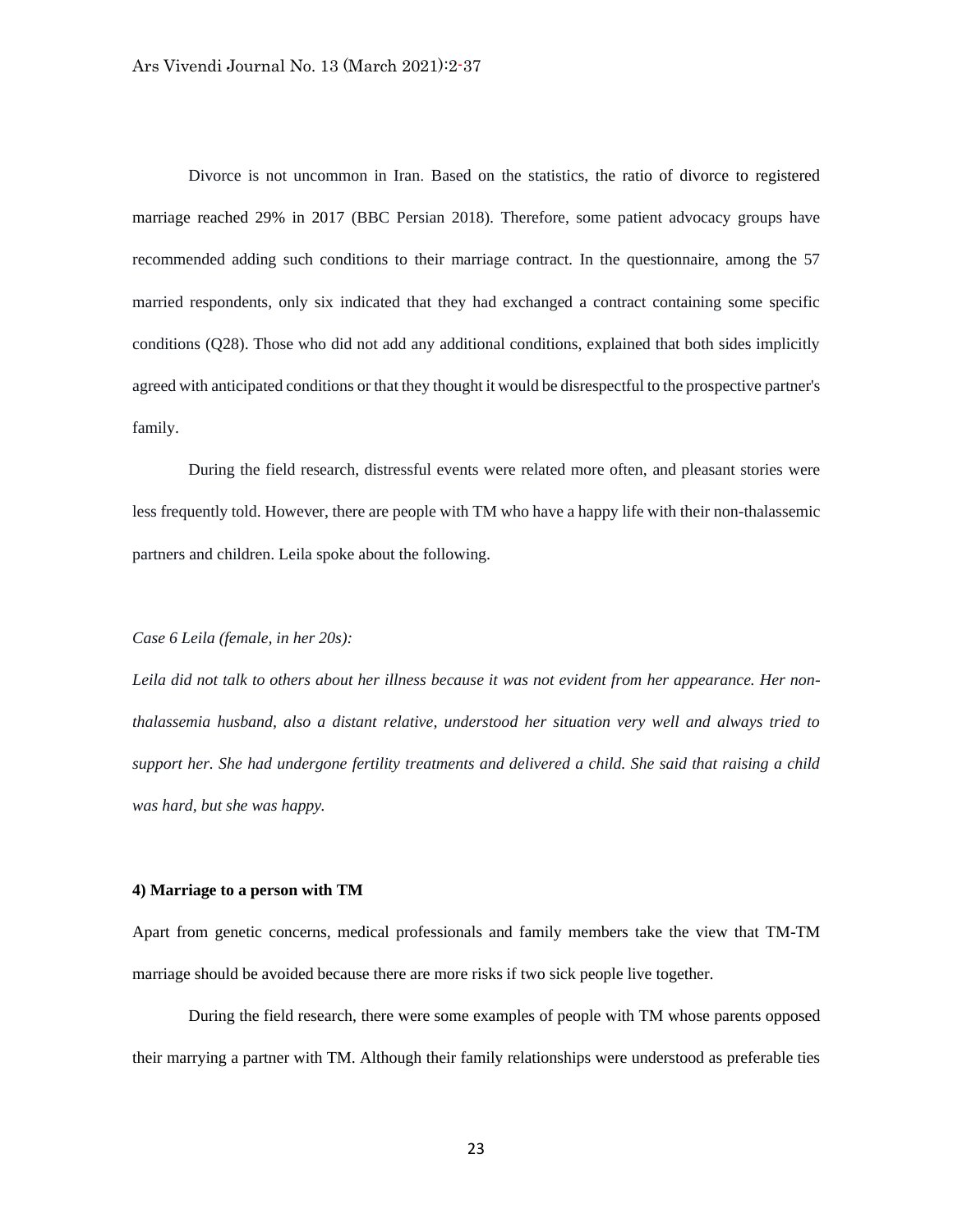Divorce is not uncommon in Iran. Based on the statistics, the ratio of divorce to registered marriage reached 29% in 2017 (BBC Persian 2018). Therefore, some patient advocacy groups have recommended adding such conditions to their marriage contract. In the questionnaire, among the 57 married respondents, only six indicated that they had exchanged a contract containing some specific conditions (Q28). Those who did not add any additional conditions, explained that both sides implicitly agreed with anticipated conditions or that they thought it would be disrespectful to the prospective partner's family.

During the field research, distressful events were related more often, and pleasant stories were less frequently told. However, there are people with TM who have a happy life with their non-thalassemic partners and children. Leila spoke about the following.

*Case 6 Leila (female, in her 20s):*

*Leila did not talk to others about her illness because it was not evident from her appearance. Her non-thalassemia husband, also a distant relative, understood her situation very well and always tried to support her. She had undergone fertility treatments and delivered a child. She said that raising a child was hard, but she was happy.*

**4) Marriage to a person with TM**

Apart from genetic concerns, medical professionals and family members take the view that TM-TM marriage should be avoided because there are more risks if two sick people live together.

During the field research, there were some examples of people with TM whose parents opposed their marrying a partner with TM. Although their family relationships were understood as preferable ties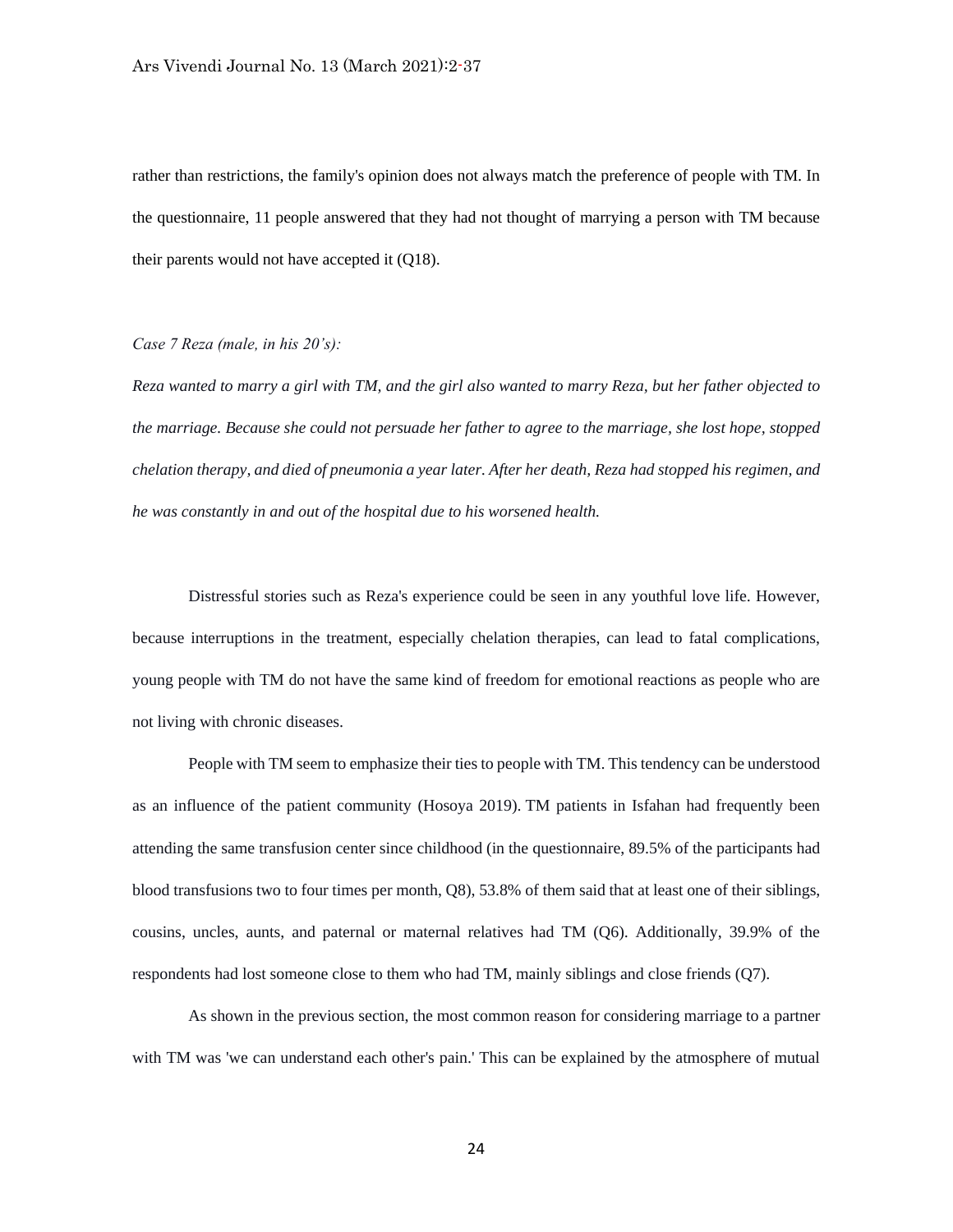rather than restrictions, the family's opinion does not always match the preference of people with TM. In the questionnaire, 11 people answered that they had not thought of marrying a person with TM because their parents would not have accepted it (Q18).

*Case 7 Reza (male, in his 20's):*

*Reza wanted to marry a girl with TM, and the girl also wanted to marry Reza, but her father objected to the marriage. Because she could not persuade her father to agree to the marriage, she lost hope, stopped chelation therapy, and died of pneumonia a year later. After her death, Reza had stopped his regimen, and he was constantly in and out of the hospital due to his worsened health.*

Distressful stories such as Reza's experience could be seen in any youthful love life. However, because interruptions in the treatment, especially chelation therapies, can lead to fatal complications, young people with TM do not have the same kind of freedom for emotional reactions as people who are not living with chronic diseases.

People with TM seem to emphasize their ties to people with TM. This tendency can be understood as an influence of the patient community (Hosoya 2019). TM patients in Isfahan had frequently been attending the same transfusion center since childhood (in the questionnaire, 89.5% of the participants had blood transfusions two to four times per month, Q8), 53.8% of them said that at least one of their siblings, cousins, uncles, aunts, and paternal or maternal relatives had TM (Q6). Additionally, 39.9% of the respondents had lost someone close to them who had TM, mainly siblings and close friends (Q7).

As shown in the previous section, the most common reason for considering marriage to a partner with TM was 'we can understand each other's pain.' This can be explained by the atmosphere of mutual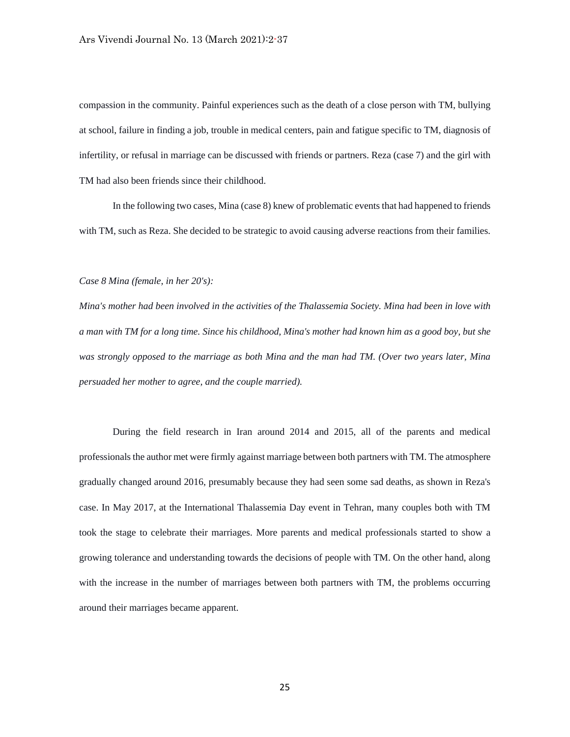compassion in the community. Painful experiences such as the death of a close person with TM, bullying at school, failure in finding a job, trouble in medical centers, pain and fatigue specific to TM, diagnosis of infertility, or refusal in marriage can be discussed with friends or partners. Reza (case 7) and the girl with TM had also been friends since their childhood.

In the following two cases, Mina (case 8) knew of problematic events that had happened to friends with TM, such as Reza. She decided to be strategic to avoid causing adverse reactions from their families.

*Case 8 Mina (female, in her 20's):*

*Mina's mother had been involved in the activities of the Thalassemia Society. Mina had been in love with a man with TM for a long time. Since his childhood, Mina's mother had known him as a good boy, but she was strongly opposed to the marriage as both Mina and the man had TM. (Over two years later, Mina persuaded her mother to agree, and the couple married).*

During the field research in Iran around 2014 and 2015, all of the parents and medical professionals the author met were firmly against marriage between both partners with TM. The atmosphere gradually changed around 2016, presumably because they had seen some sad deaths, as shown in Reza's case. In May 2017, at the International Thalassemia Day event in Tehran, many couples both with TM took the stage to celebrate their marriages. More parents and medical professionals started to show a growing tolerance and understanding towards the decisions of people with TM. On the other hand, along with the increase in the number of marriages between both partners with TM, the problems occurring around their marriages became apparent.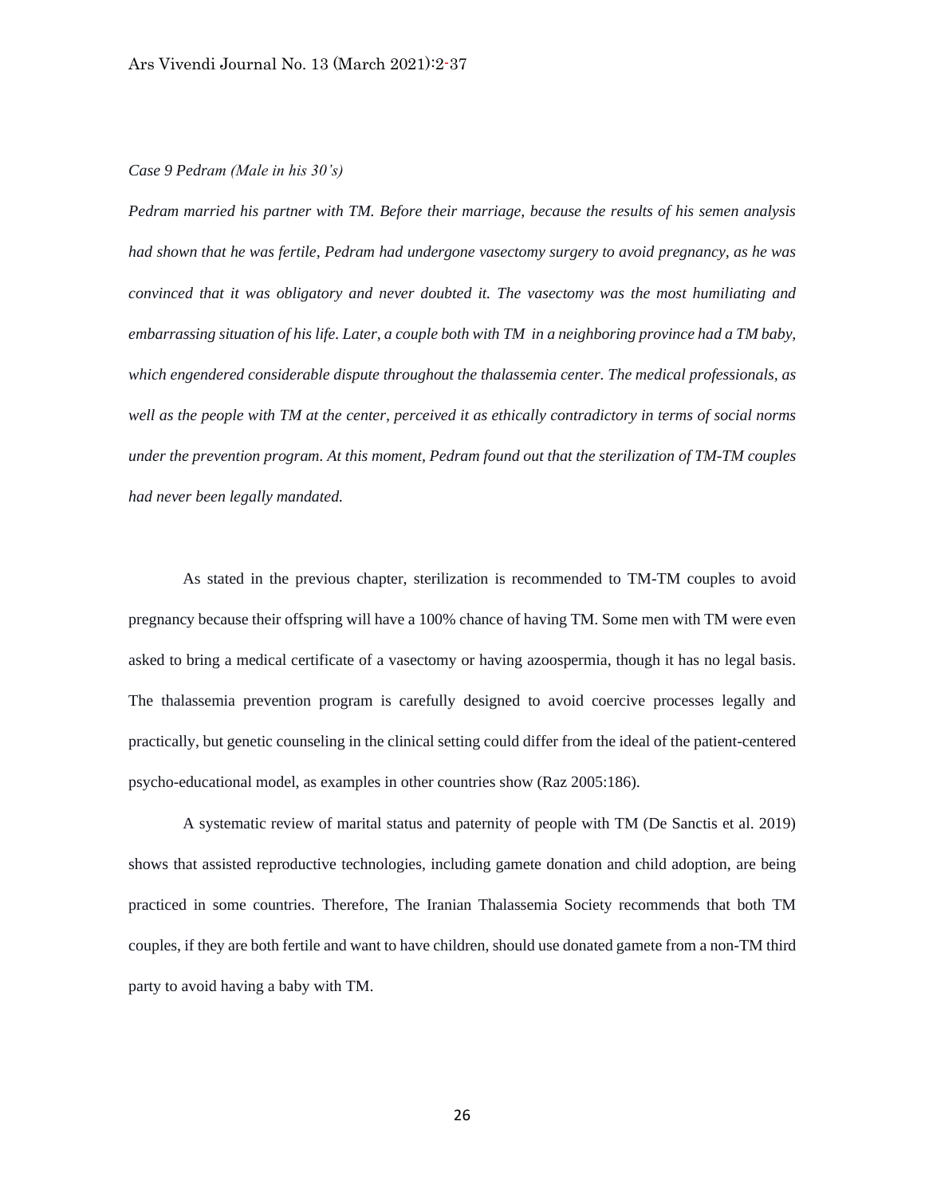*Case 9 Pedram (Male in his 30's)*

*Pedram married his partner with TM. Before their marriage, because the results of his semen analysis had shown that he was fertile, Pedram had undergone vasectomy surgery to avoid pregnancy, as he was convinced that it was obligatory and never doubted it. The vasectomy was the most humiliating and embarrassing situation of his life. Later, a couple both with TM in a neighboring province had a TM baby, which engendered considerable dispute throughout the thalassemia center. The medical professionals, as well as the people with TM at the center, perceived it as ethically contradictory in terms of social norms under the prevention program. At this moment, Pedram found out that the sterilization of TM-TM couples had never been legally mandated.*

As stated in the previous chapter, sterilization is recommended to TM-TM couples to avoid pregnancy because their offspring will have a 100% chance of having TM. Some men with TM were even asked to bring a medical certificate of a vasectomy or having azoospermia, though it has no legal basis. The thalassemia prevention program is carefully designed to avoid coercive processes legally and practically, but genetic counseling in the clinical setting could differ from the ideal of the patient-centered psycho-educational model, as examples in other countries show (Raz 2005:186).

A systematic review of marital status and paternity of people with TM (De Sanctis et al. 2019) shows that assisted reproductive technologies, including gamete donation and child adoption, are being practiced in some countries. Therefore, The Iranian Thalassemia Society recommends that both TM couples, if they are both fertile and want to have children, should use donated gamete from a non-TM third party to avoid having a baby with TM.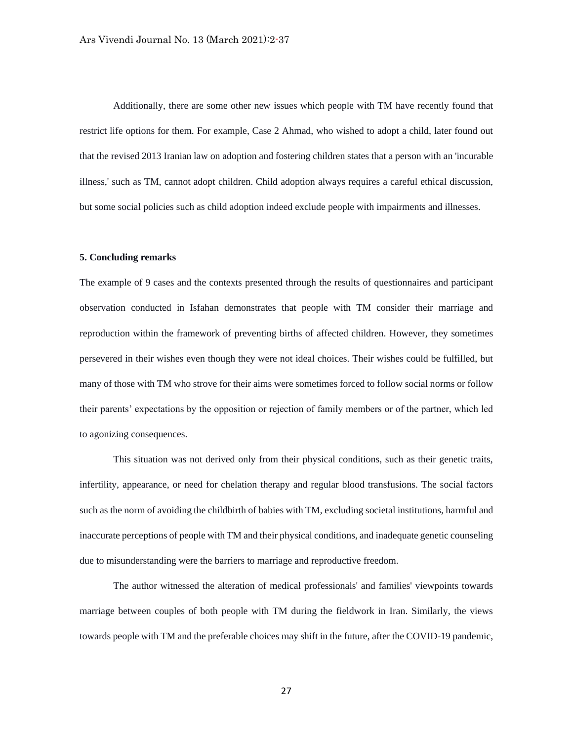Additionally, there are some other new issues which people with TM have recently found that restrict life options for them. For example, Case 2 Ahmad, who wished to adopt a child, later found out that the revised 2013 Iranian law on adoption and fostering children states that a person with an 'incurable illness,' such as TM, cannot adopt children. Child adoption always requires a careful ethical discussion, but some social policies such as child adoption indeed exclude people with impairments and illnesses.

## 5. Concluding remarks

The example of 9 cases and the contexts presented through the results of questionnaires and participant observation conducted in Isfahan demonstrates that people with TM consider their marriage and reproduction within the framework of preventing births of affected children. However, they sometimes persevered in their wishes even though they were not ideal choices. Their wishes could be fulfilled, but many of those with TM who strove for their aims were sometimes forced to follow social norms or follow their parents' expectations by the opposition or rejection of family members or of the partner, which led to agonizing consequences.

This situation was not derived only from their physical conditions, such as their genetic traits, infertility, appearance, or need for chelation therapy and regular blood transfusions. The social factors such as the norm of avoiding the childbirth of babies with TM, excluding societal institutions, harmful and inaccurate perceptions of people with TM and their physical conditions, and inadequate genetic counseling due to misunderstanding were the barriers to marriage and reproductive freedom.

The author witnessed the alteration of medical professionals' and families' viewpoints towards marriage between couples of both people with TM during the fieldwork in Iran. Similarly, the views towards people with TM and the preferable choices may shift in the future, after the COVID-19 pandemic,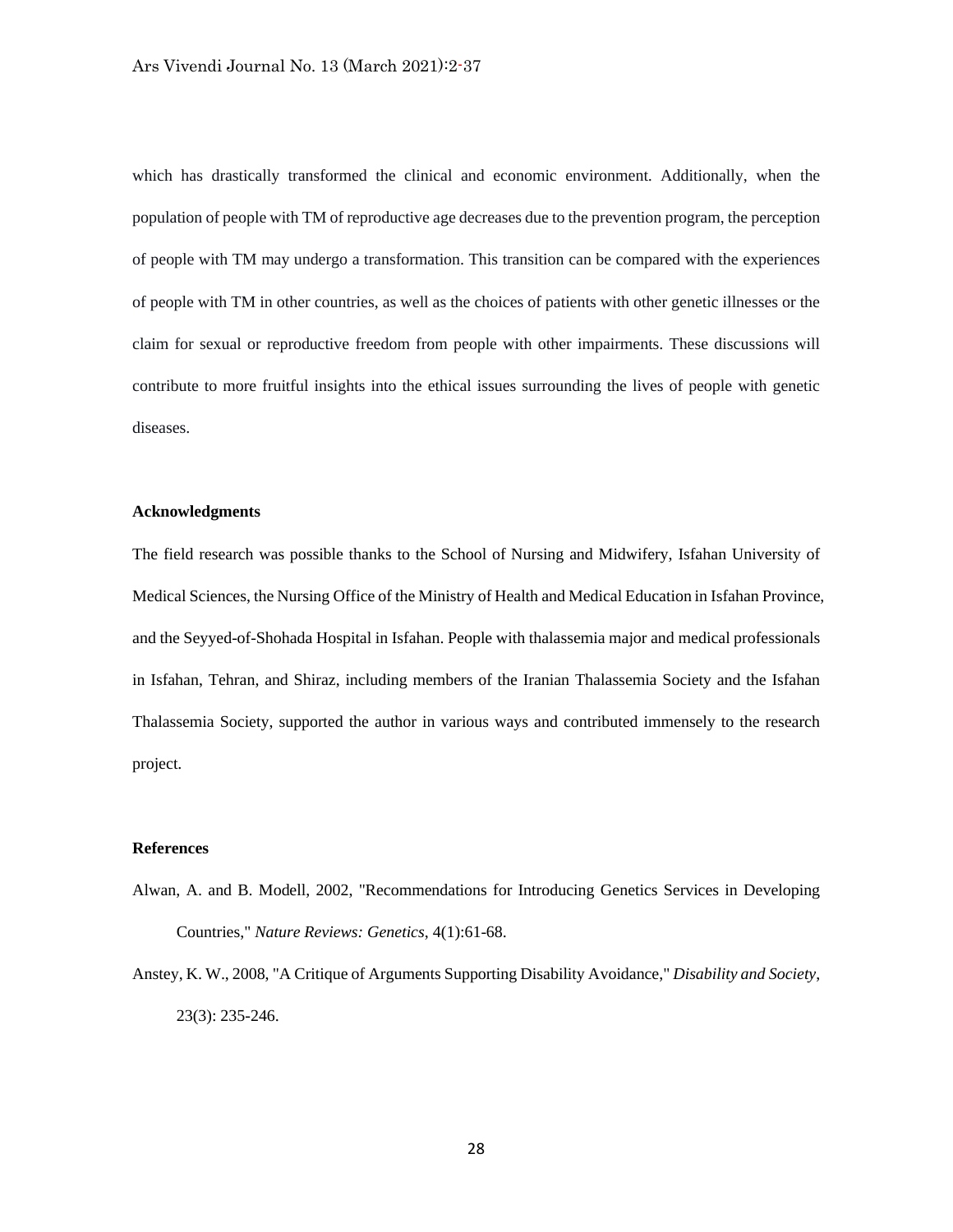which has drastically transformed the clinical and economic environment. Additionally, when the population of people with TM of reproductive age decreases due to the prevention program, the perception of people with TM may undergo a transformation. This transition can be compared with the experiences of people with TM in other countries, as well as the choices of patients with other genetic illnesses or the claim for sexual or reproductive freedom from people with other impairments. These discussions will contribute to more fruitful insights into the ethical issues surrounding the lives of people with genetic diseases.

**Acknowledgments**

The field research was possible thanks to the School of Nursing and Midwifery, Isfahan University of Medical Sciences, the Nursing Office of the Ministry of Health and Medical Education in Isfahan Province, and the Seyyed-of-Shohada Hospital in Isfahan. People with thalassemia major and medical professionals in Isfahan, Tehran, and Shiraz, including members of the Iranian Thalassemia Society and the Isfahan Thalassemia Society, supported the author in various ways and contributed immensely to the research project.

**References**

Alwan, A. and B. Modell, 2002, "Recommendations for Introducing Genetics Services in Developing Countries," *Nature Reviews: Genetics*, 4(1):61-68.

Anstey, K. W., 2008, "A Critique of Arguments Supporting Disability Avoidance," *Disability and Society*, 23(3): 235-246.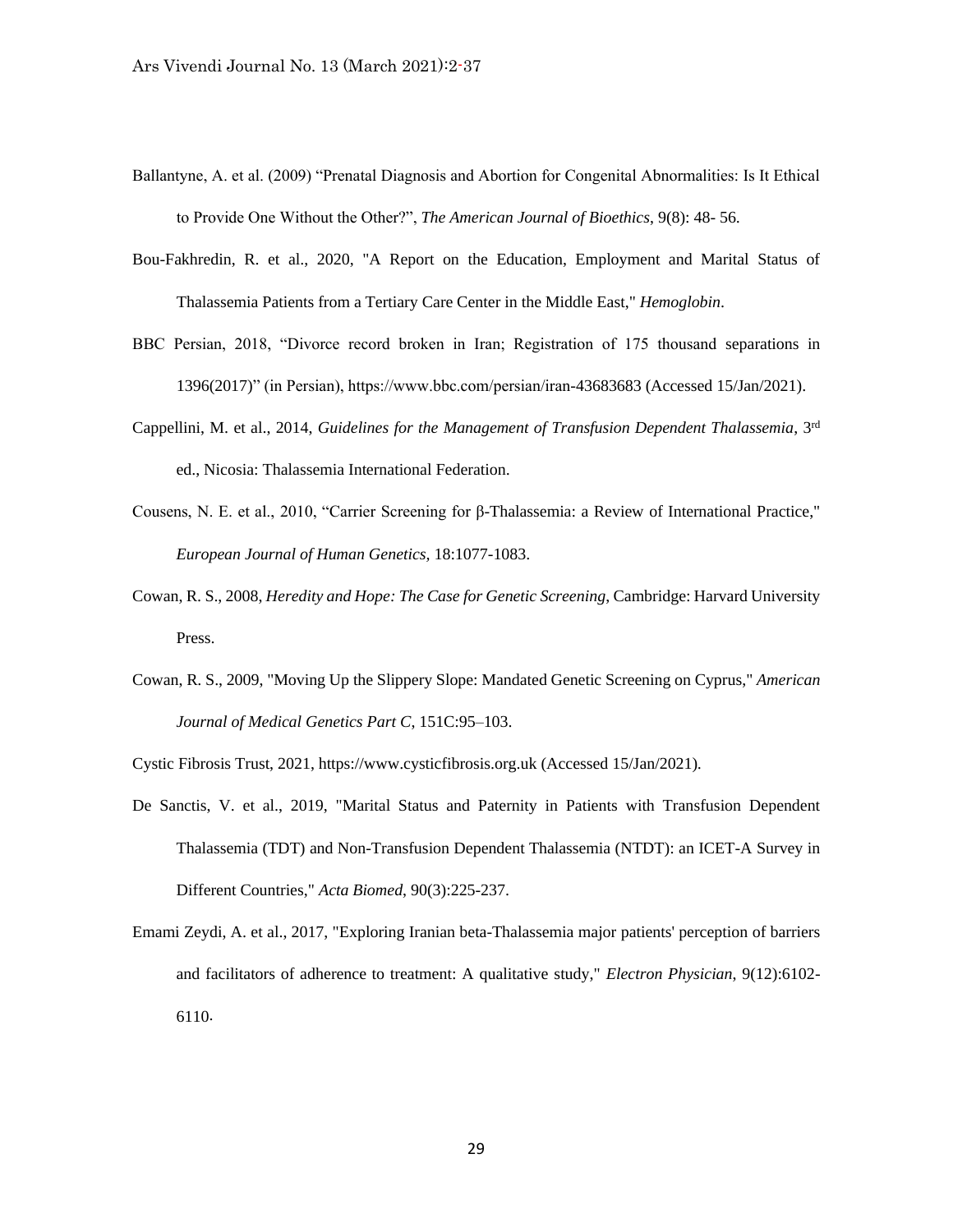Ballantyne, A. et al. (2009) “Prenatal Diagnosis and Abortion for Congenital Abnormalities: Is It Ethical to Provide One Without the Other?”, *The American Journal of Bioethics*, 9(8): 48- 56.

Bou-Fakhredin, R. et al., 2020, "A Report on the Education, Employment and Marital Status of Thalassemia Patients from a Tertiary Care Center in the Middle East," *Hemoglobin*.

BBC Persian, 2018, “Divorce record broken in Iran; Registration of 175 thousand separations in 1396(2017)” (in Persian), https://www.bbc.com/persian/iran-43683683 (Accessed 15/Jan/2021).

Cappellini, M. et al., 2014, *Guidelines for the Management of Transfusion Dependent Thalassemia*, 3rd ed., Nicosia: Thalassemia International Federation.

Cousens, N. E. et al., 2010, “Carrier Screening for β-Thalassemia: a Review of International Practice," *European Journal of Human Genetics,* 18:1077-1083.

Cowan, R. S., 2008, *Heredity and Hope: The Case for Genetic Screening*, Cambridge: Harvard University Press.

Cowan, R. S., 2009, "Moving Up the Slippery Slope: Mandated Genetic Screening on Cyprus," *American Journal of Medical Genetics Part C*, 151C:95–103.

Cystic Fibrosis Trust, 2021, https://www.cysticfibrosis.org.uk (Accessed 15/Jan/2021).

De Sanctis, V. et al., 2019, "Marital Status and Paternity in Patients with Transfusion Dependent Thalassemia (TDT) and Non-Transfusion Dependent Thalassemia (NTDT): an ICET-A Survey in Different Countries," *Acta Biomed*, 90(3):225-237.

Emami Zeydi, A. et al., 2017, "Exploring Iranian beta-Thalassemia major patients' perception of barriers and facilitators of adherence to treatment: A qualitative study," *Electron Physician*, 9(12):6102-6110.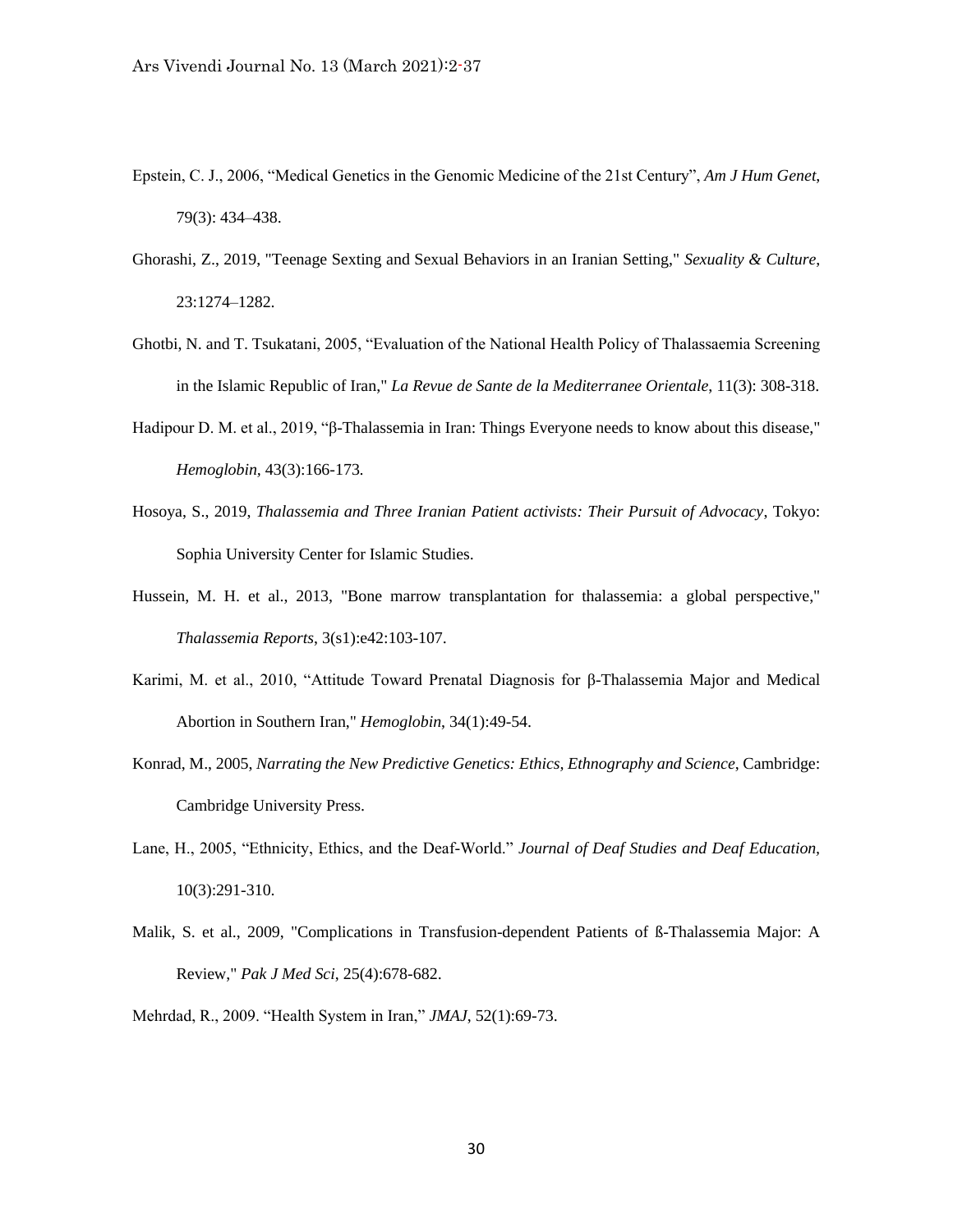Epstein, C. J., 2006, "Medical Genetics in the Genomic Medicine of the 21st Century", *Am J Hum Genet*, 79(3): 434–438.

Ghorashi, Z., 2019, "Teenage Sexting and Sexual Behaviors in an Iranian Setting," *Sexuality & Culture*, 23:1274–1282.

Ghotbi, N. and T. Tsukatani, 2005, "Evaluation of the National Health Policy of Thalassaemia Screening in the Islamic Republic of Iran," *La Revue de Sante de la Mediterranee Orientale*, 11(3): 308-318.

Hadipour D. M. et al., 2019, "β-Thalassemia in Iran: Things Everyone needs to know about this disease," *Hemoglobin*, 43(3):166-173.

Hosoya, S., 2019, *Thalassemia and Three Iranian Patient activists: Their Pursuit of Advocacy*, Tokyo: Sophia University Center for Islamic Studies.

Hussein, M. H. et al., 2013, "Bone marrow transplantation for thalassemia: a global perspective," *Thalassemia Reports*, 3(s1):e42:103-107.

Karimi, M. et al., 2010, "Attitude Toward Prenatal Diagnosis for β-Thalassemia Major and Medical Abortion in Southern Iran," *Hemoglobin*, 34(1):49-54.

Konrad, M., 2005, *Narrating the New Predictive Genetics: Ethics, Ethnography and Science*, Cambridge: Cambridge University Press.

Lane, H., 2005, "Ethnicity, Ethics, and the Deaf-World." *Journal of Deaf Studies and Deaf Education*, 10(3):291-310.

Malik, S. et al., 2009, "Complications in Transfusion-dependent Patients of ß-Thalassemia Major: A Review," *Pak J Med Sci*, 25(4):678-682.

Mehrdad, R., 2009. "Health System in Iran," *JMAJ*, 52(1):69-73.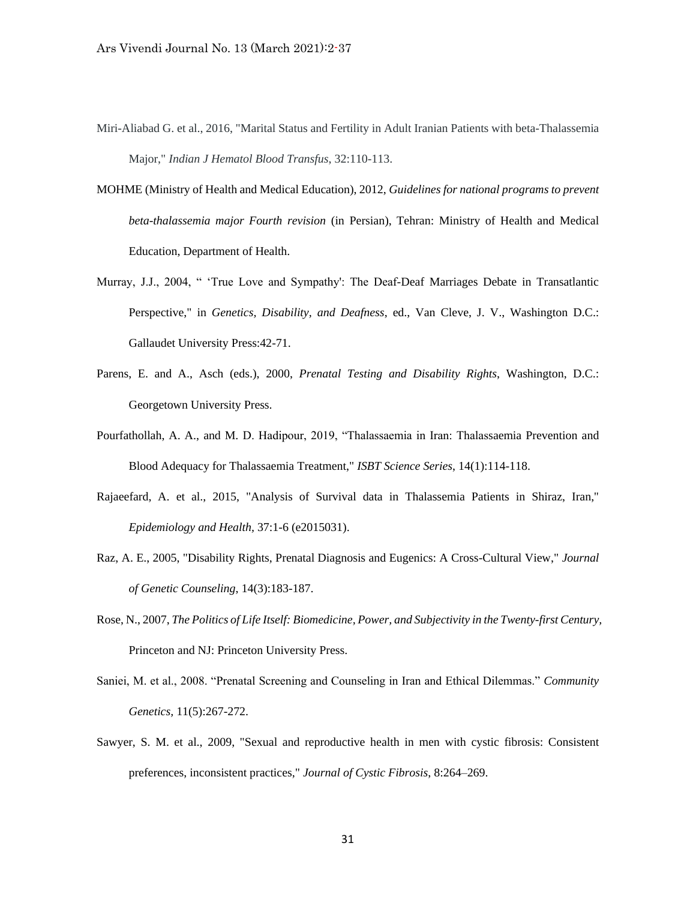Miri-Aliabad G. et al., 2016, "Marital Status and Fertility in Adult Iranian Patients with beta-Thalassemia Major," *Indian J Hematol Blood Transfus*, 32:110-113.

MOHME (Ministry of Health and Medical Education), 2012, *Guidelines for national programs to prevent beta-thalassemia major Fourth revision* (in Persian), Tehran: Ministry of Health and Medical Education, Department of Health.

Murray, J.J., 2004, " 'True Love and Sympathy': The Deaf-Deaf Marriages Debate in Transatlantic Perspective," in *Genetics, Disability, and Deafness*, ed., Van Cleve, J. V., Washington D.C.: Gallaudet University Press:42-71.

Parens, E. and A., Asch (eds.), 2000, *Prenatal Testing and Disability Rights*, Washington, D.C.: Georgetown University Press.

Pourfathollah, A. A., and M. D. Hadipour, 2019, "Thalassaemia in Iran: Thalassaemia Prevention and Blood Adequacy for Thalassaemia Treatment," *ISBT Science Series*, 14(1):114-118.

Rajaeefard, A. et al., 2015, "Analysis of Survival data in Thalassemia Patients in Shiraz, Iran," *Epidemiology and Health*, 37:1-6 (e2015031).

Raz, A. E., 2005, "Disability Rights, Prenatal Diagnosis and Eugenics: A Cross-Cultural View," *Journal of Genetic Counseling*, 14(3):183-187.

Rose, N., 2007, *The Politics of Life Itself: Biomedicine, Power, and Subjectivity in the Twenty-first Century,* Princeton and NJ: Princeton University Press.

Saniei, M. et al., 2008. "Prenatal Screening and Counseling in Iran and Ethical Dilemmas." *Community Genetics,* 11(5):267-272.

Sawyer, S. M. et al., 2009, "Sexual and reproductive health in men with cystic fibrosis: Consistent preferences, inconsistent practices," *Journal of Cystic Fibrosis,* 8:264–269.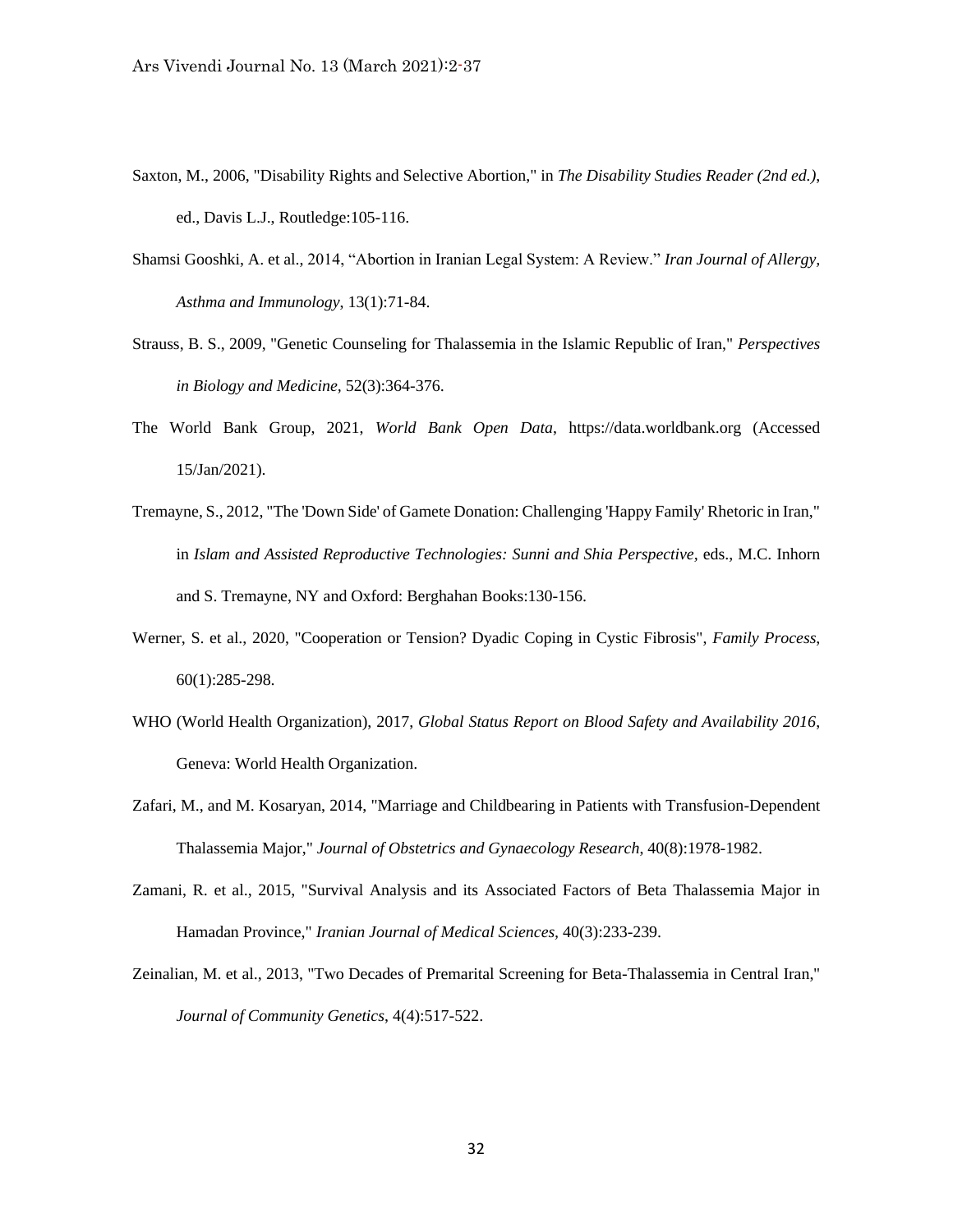Saxton, M., 2006, "Disability Rights and Selective Abortion," in *The Disability Studies Reader (2nd ed.)*, ed., Davis L.J., Routledge:105-116.

Shamsi Gooshki, A. et al., 2014, "Abortion in Iranian Legal System: A Review." *Iran Journal of Allergy, Asthma and Immunology*, 13(1):71-84.

Strauss, B. S., 2009, "Genetic Counseling for Thalassemia in the Islamic Republic of Iran," *Perspectives in Biology and Medicine*, 52(3):364-376.

The World Bank Group, 2021, *World Bank Open Data*, https://data.worldbank.org (Accessed 15/Jan/2021).

Tremayne, S., 2012, "The 'Down Side' of Gamete Donation: Challenging 'Happy Family' Rhetoric in Iran," in *Islam and Assisted Reproductive Technologies: Sunni and Shia Perspective*, eds., M.C. Inhorn and S. Tremayne, NY and Oxford: Berghahan Books:130-156.

Werner, S. et al., 2020, "Cooperation or Tension? Dyadic Coping in Cystic Fibrosis", *Family Process*, 60(1):285-298.

WHO (World Health Organization), 2017, *Global Status Report on Blood Safety and Availability 2016*, Geneva: World Health Organization.

Zafari, M., and M. Kosaryan, 2014, "Marriage and Childbearing in Patients with Transfusion-Dependent Thalassemia Major," *Journal of Obstetrics and Gynaecology Research*, 40(8):1978-1982.

Zamani, R. et al., 2015, "Survival Analysis and its Associated Factors of Beta Thalassemia Major in Hamadan Province," *Iranian Journal of Medical Sciences*, 40(3):233-239.

Zeinalian, M. et al., 2013, "Two Decades of Premarital Screening for Beta-Thalassemia in Central Iran," *Journal of Community Genetics*, 4(4):517-522.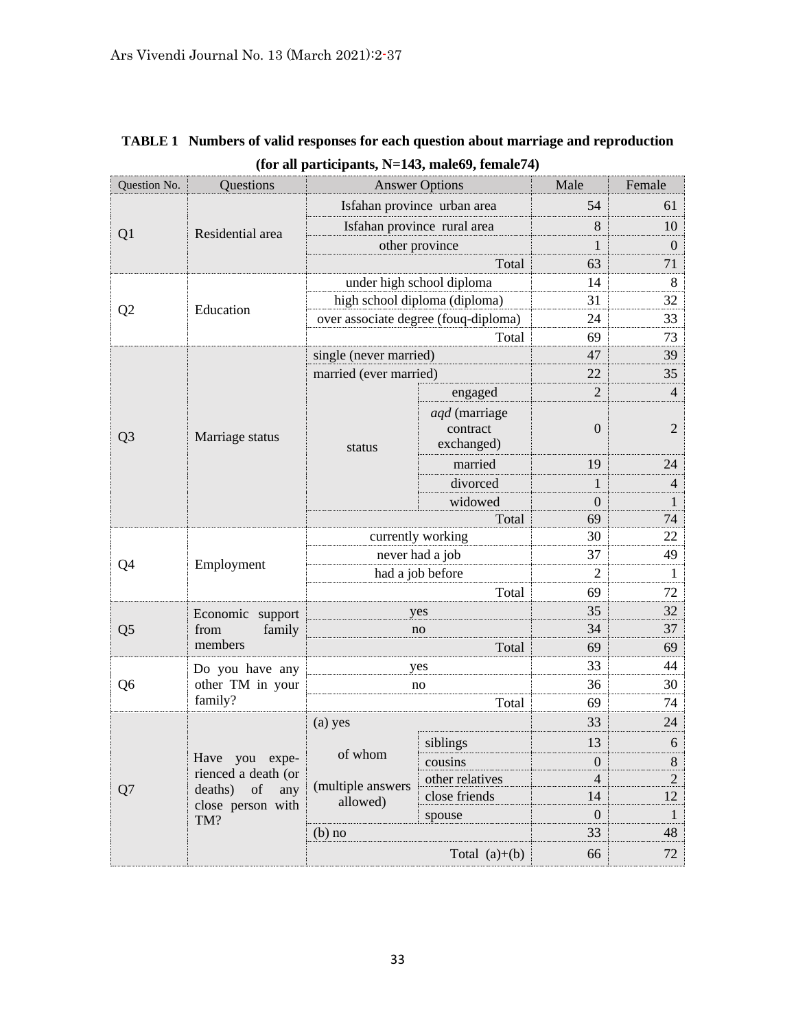**TABLE 1 Numbers of valid responses for each question about marriage and reproduction (for all participants, N=143, male69, female74)**

| Question No. | Questions | Answer Options | | Male | Female |
|---|---|---|---|---|---|
| Q1 | Residential area | Isfahan province urban area | | 54 | 61 |
| | | Isfahan province rural area | | 8 | 10 |
| | | other province | | 1 | 0 |
| | | | Total | 63 | 71 |
| Q2 | Education | under high school diploma | | 14 | 8 |
| | | high school diploma (diploma) | | 31 | 32 |
| | | over associate degree (fouq-diploma) | | 24 | 33 |
| | | | Total | 69 | 73 |
| Q3 | Marriage status | single (never married) | | 47 | 39 |
| | | married (ever married) | | 22 | 35 |
| | | status | engaged | 2 | 4 |
| | | | *aqd* (marriage contract exchanged) | 0 | 2 |
| | | | married | 19 | 24 |
| | | | divorced | 1 | 4 |
| | | | widowed | 0 | 1 |
| | | | Total | 69 | 74 |
| Q4 | Employment | currently working | | 30 | 22 |
| | | never had a job | | 37 | 49 |
| | | had a job before | | 2 | 1 |
| | | | Total | 69 | 72 |
| Q5 | Economic support from family members | yes | | 35 | 32 |
| | | no | | 34 | 37 |
| | | | Total | 69 | 69 |
| Q6 | Do you have any other TM in your family? | yes | | 33 | 44 |
| | | no | | 36 | 30 |
| | | | Total | 69 | 74 |
| Q7 | Have you experienced a death (or deaths) of any close person with TM? | (a) yes | | 33 | 24 |
| | | of whom (multiple answers allowed) | siblings | 13 | 6 |
| | | | cousins | 0 | 8 |
| | | | other relatives | 4 | 2 |
| | | | close friends | 14 | 12 |
| | | | spouse | 0 | 1 |
| | | (b) no | | 33 | 48 |
| | | | Total (a)+(b) | 66 | 72 |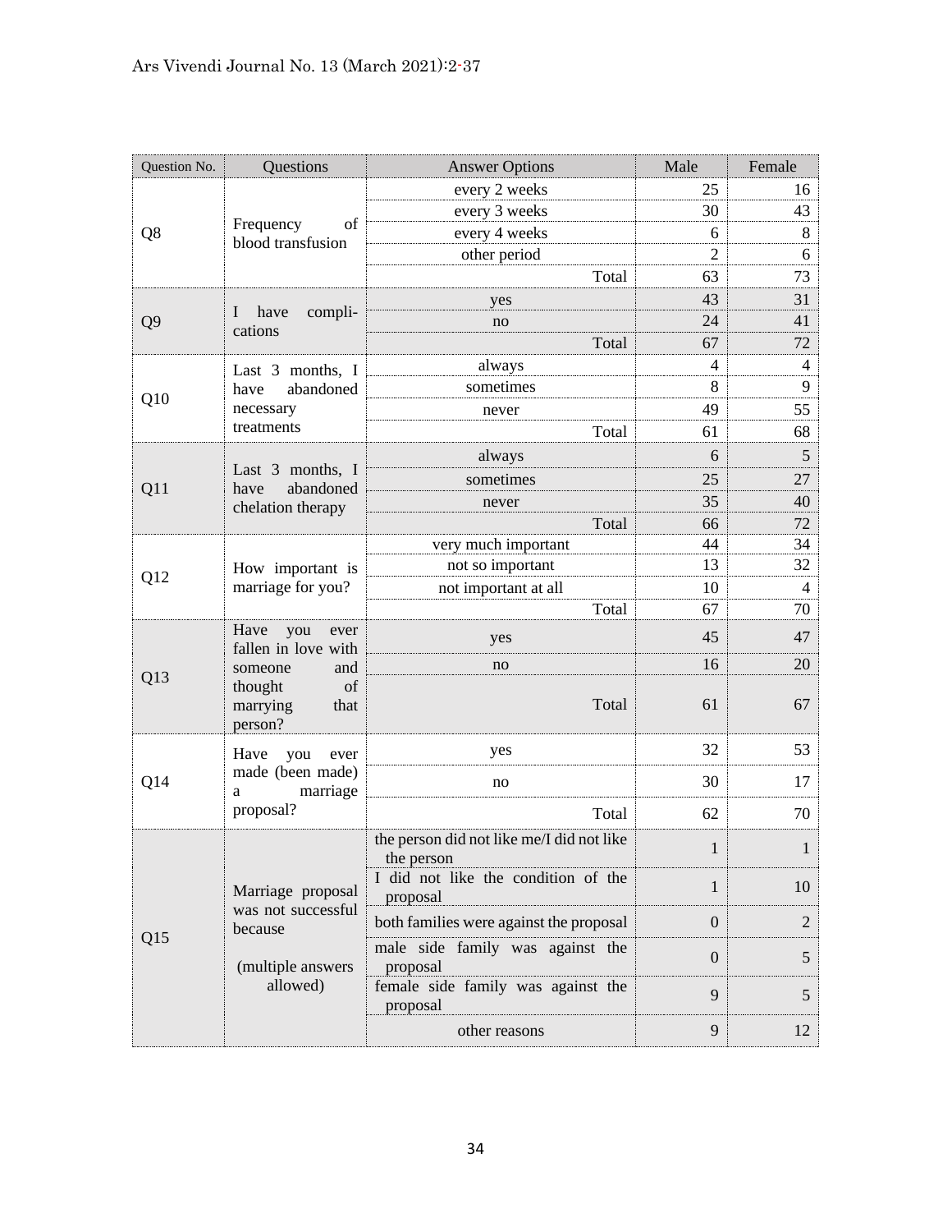| Question No. | Questions | Answer Options | Male | Female |
|---|---|---|---|---|
| Q8 | Frequency of blood transfusion | every 2 weeks | 25 | 16 |
| | | every 3 weeks | 30 | 43 |
| | | every 4 weeks | 6 | 8 |
| | | other period | 2 | 6 |
| | | Total | 63 | 73 |
| Q9 | I have complications | yes | 43 | 31 |
| | | no | 24 | 41 |
| | | Total | 67 | 72 |
| Q10 | Last 3 months, I have abandoned necessary treatments | always | 4 | 4 |
| | | sometimes | 8 | 9 |
| | | never | 49 | 55 |
| | | Total | 61 | 68 |
| Q11 | Last 3 months, I have abandoned chelation therapy | always | 6 | 5 |
| | | sometimes | 25 | 27 |
| | | never | 35 | 40 |
| | | Total | 66 | 72 |
| Q12 | How important is marriage for you? | very much important | 44 | 34 |
| | | not so important | 13 | 32 |
| | | not important at all | 10 | 4 |
| | | Total | 67 | 70 |
| Q13 | Have you ever fallen in love with someone and thought of marrying that person? | yes | 45 | 47 |
| | | no | 16 | 20 |
| | | Total | 61 | 67 |
| Q14 | Have you ever made (been made) a marriage proposal? | yes | 32 | 53 |
| | | no | 30 | 17 |
| | | Total | 62 | 70 |
| Q15 | Marriage proposal was not successful because (multiple answers allowed) | the person did not like me/I did not like the person | 1 | 1 |
| | | I did not like the condition of the proposal | 1 | 10 |
| | | both families were against the proposal | 0 | 2 |
| | | male side family was against the proposal | 0 | 5 |
| | | female side family was against the proposal | 9 | 5 |
| | | other reasons | 9 | 12 |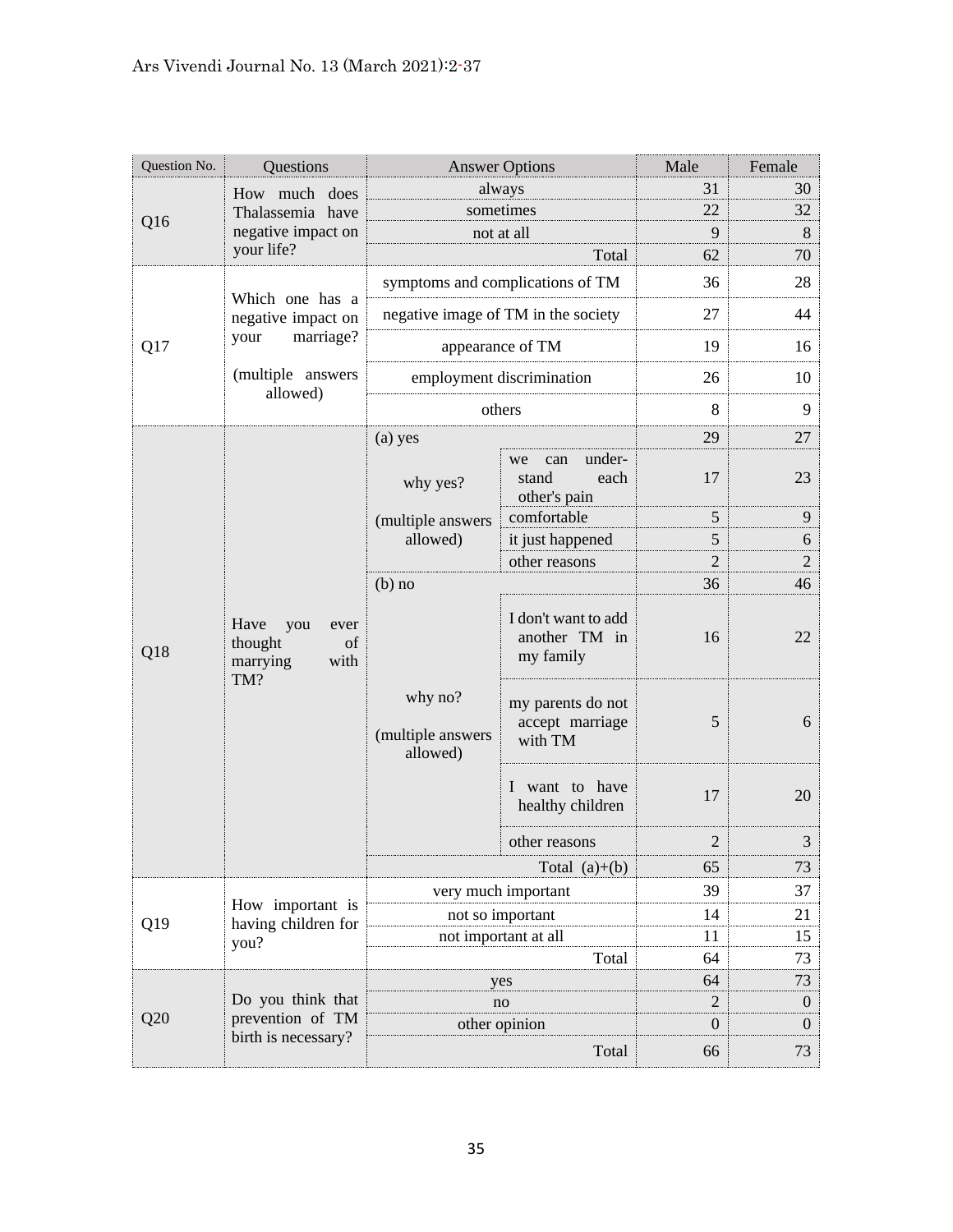| Question No. | Questions | Answer Options | | Male | Female |
|---|---|---|---|---|---|
| Q16 | How much does Thalassemia have negative impact on your life? | always | | 31 | 30 |
| | | sometimes | | 22 | 32 |
| | | not at all | | 9 | 8 |
| | | Total | | 62 | 70 |
| Q17 | Which one has a negative impact on your marriage? (multiple answers allowed) | symptoms and complications of TM | | 36 | 28 |
| | | negative image of TM in the society | | 27 | 44 |
| | | appearance of TM | | 19 | 16 |
| | | employment discrimination | | 26 | 10 |
| | | others | | 8 | 9 |
| Q18 | Have you ever thought of marrying with TM? | (a) yes | | 29 | 27 |
| | | why yes? (multiple answers allowed) | we can under-stand each other's pain | 17 | 23 |
| | | | comfortable | 5 | 9 |
| | | | it just happened | 5 | 6 |
| | | | other reasons | 2 | 2 |
| | | (b) no | | 36 | 46 |
| | | why no? (multiple answers allowed) | I don't want to add another TM in my family | 16 | 22 |
| | | | my parents do not accept marriage with TM | 5 | 6 |
| | | | I want to have healthy children | 17 | 20 |
| | | | other reasons | 2 | 3 |
| | | Total (a)+(b) | | 65 | 73 |
| Q19 | How important is having children for you? | very much important | | 39 | 37 |
| | | not so important | | 14 | 21 |
| | | not important at all | | 11 | 15 |
| | | Total | | 64 | 73 |
| Q20 | Do you think that prevention of TM birth is necessary? | yes | | 64 | 73 |
| | | no | | 2 | 0 |
| | | other opinion | | 0 | 0 |
| | | Total | | 66 | 73 |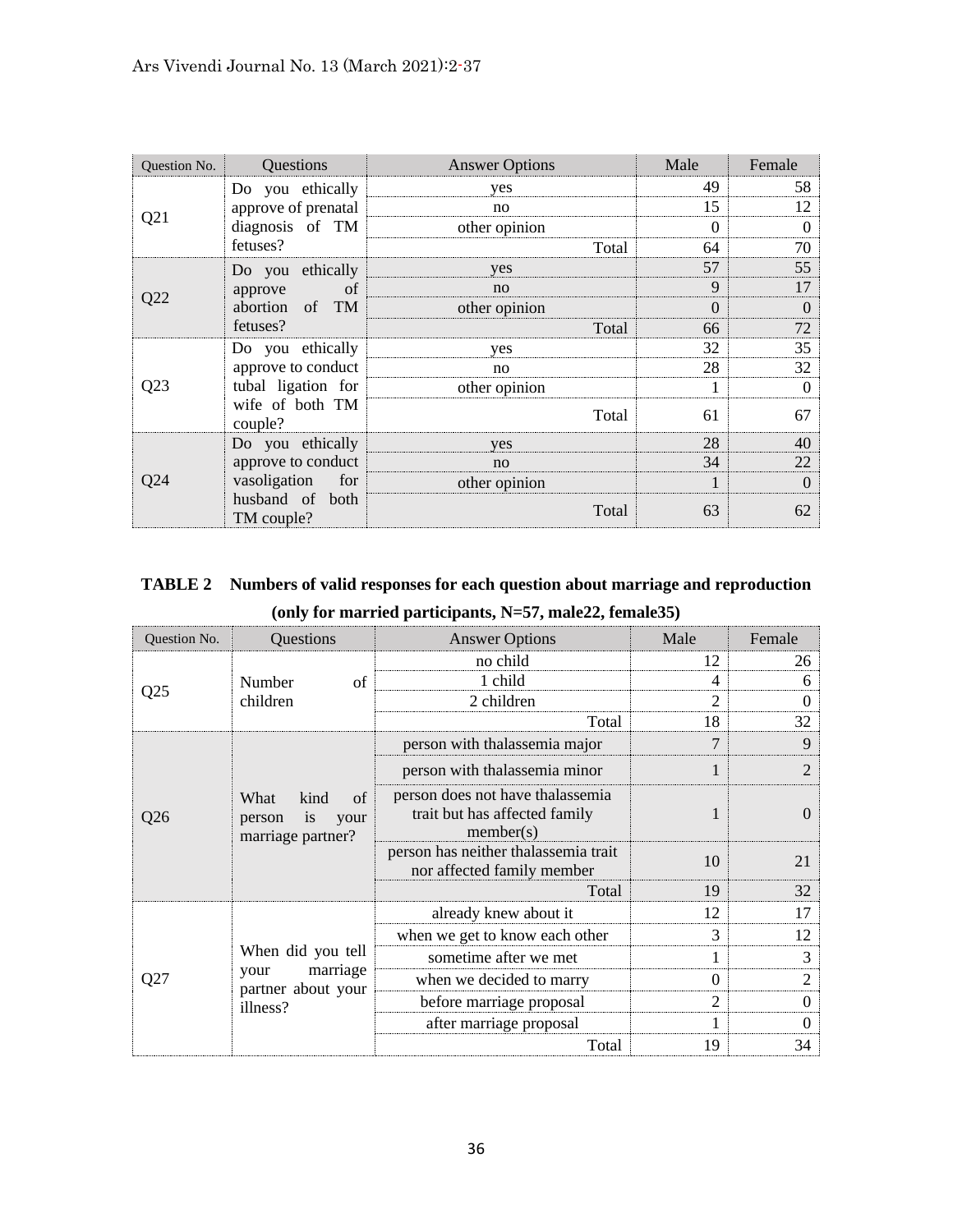| Question No. | Questions | Answer Options | Male | Female |
|---|---|---|---|---|
| Q21 | Do you ethically approve of prenatal diagnosis of TM fetuses? | yes | 49 | 58 |
| | | no | 15 | 12 |
| | | other opinion | 0 | 0 |
| | | Total | 64 | 70 |
| Q22 | Do you ethically approve of abortion of TM fetuses? | yes | 57 | 55 |
| | | no | 9 | 17 |
| | | other opinion | 0 | 0 |
| | | Total | 66 | 72 |
| Q23 | Do you ethically approve to conduct tubal ligation for wife of both TM couple? | yes | 32 | 35 |
| | | no | 28 | 32 |
| | | other opinion | 1 | 0 |
| | | Total | 61 | 67 |
| Q24 | Do you ethically approve to conduct vasoligation for husband of both TM couple? | yes | 28 | 40 |
| | | no | 34 | 22 |
| | | other opinion | 1 | 0 |
| | | Total | 63 | 62 |

**TABLE 2 Numbers of valid responses for each question about marriage and reproduction (only for married participants, N=57, male22, female35)**

| Question No. | Questions | Answer Options | Male | Female |
|---|---|---|---|---|
| Q25 | Number of children | no child | 12 | 26 |
| | | 1 child | 4 | 6 |
| | | 2 children | 2 | 0 |
| | | Total | 18 | 32 |
| Q26 | What kind of person is your marriage partner? | person with thalassemia major | 7 | 9 |
| | | person with thalassemia minor | 1 | 2 |
| | | person does not have thalassemia trait but has affected family member(s) | 1 | 0 |
| | | person has neither thalassemia trait nor affected family member | 10 | 21 |
| | | Total | 19 | 32 |
| Q27 | When did you tell your marriage partner about your illness? | already knew about it | 12 | 17 |
| | | when we get to know each other | 3 | 12 |
| | | sometime after we met | 1 | 3 |
| | | when we decided to marry | 0 | 2 |
| | | before marriage proposal | 2 | 0 |
| | | after marriage proposal | 1 | 0 |
| | | Total | 19 | 34 |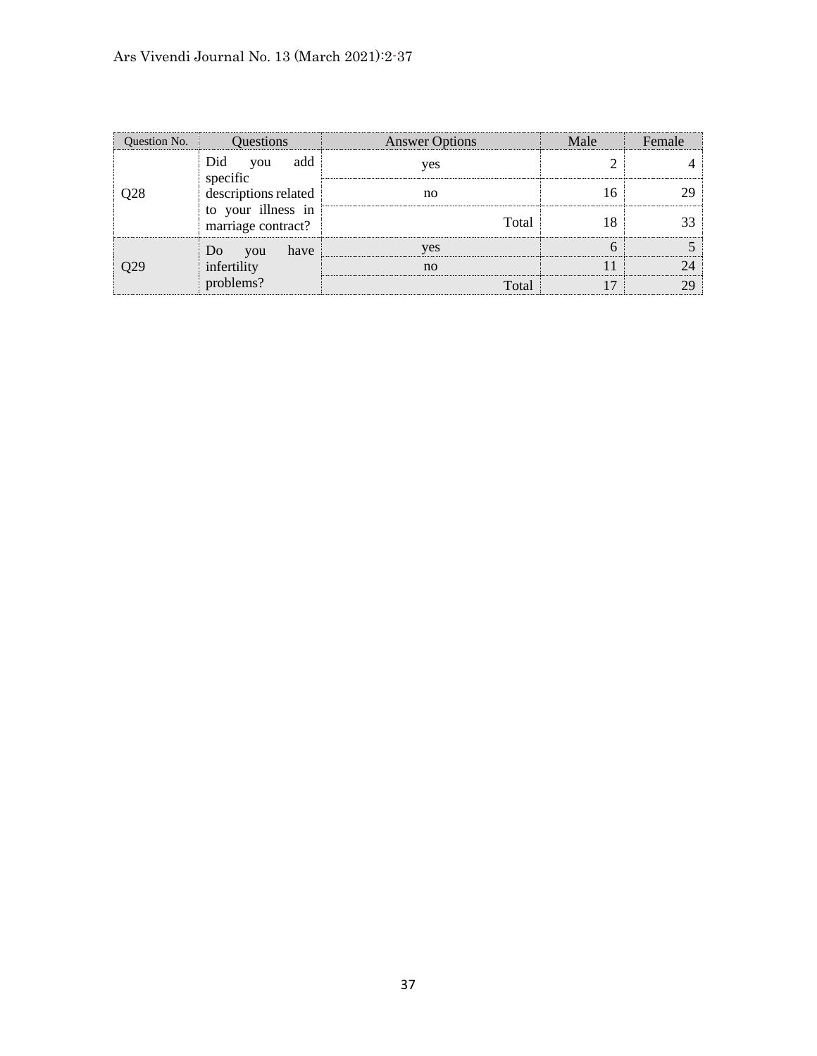| Question No. | Questions | Answer Options | Male | Female |
|---|---|---|---|---|
| Q28 | Did you add specific descriptions related to your illness in marriage contract? | yes | 2 | 4 |
| | | no | 16 | 29 |
| | | Total | 18 | 33 |
| Q29 | Do you have infertility problems? | yes | 6 | 5 |
| | | no | 11 | 24 |
| | | Total | 17 | 29 |